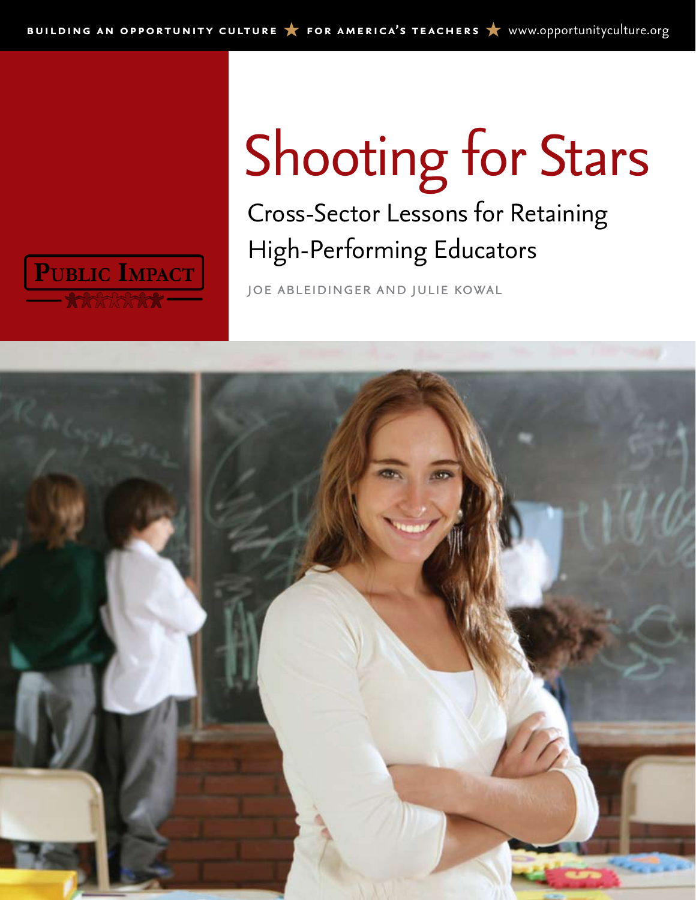BUILDING AN OPPORTUNITY CULTURE ★ FOR AMERICA'S TEACHERS ★ www.opportunityculture.org

# Shooting for Stars

## Cross-Sector Lessons for Retaining High-Performing Educators

JOE ABLEIDINGER AND JULIE KOWAL

PUBLIC IMPACT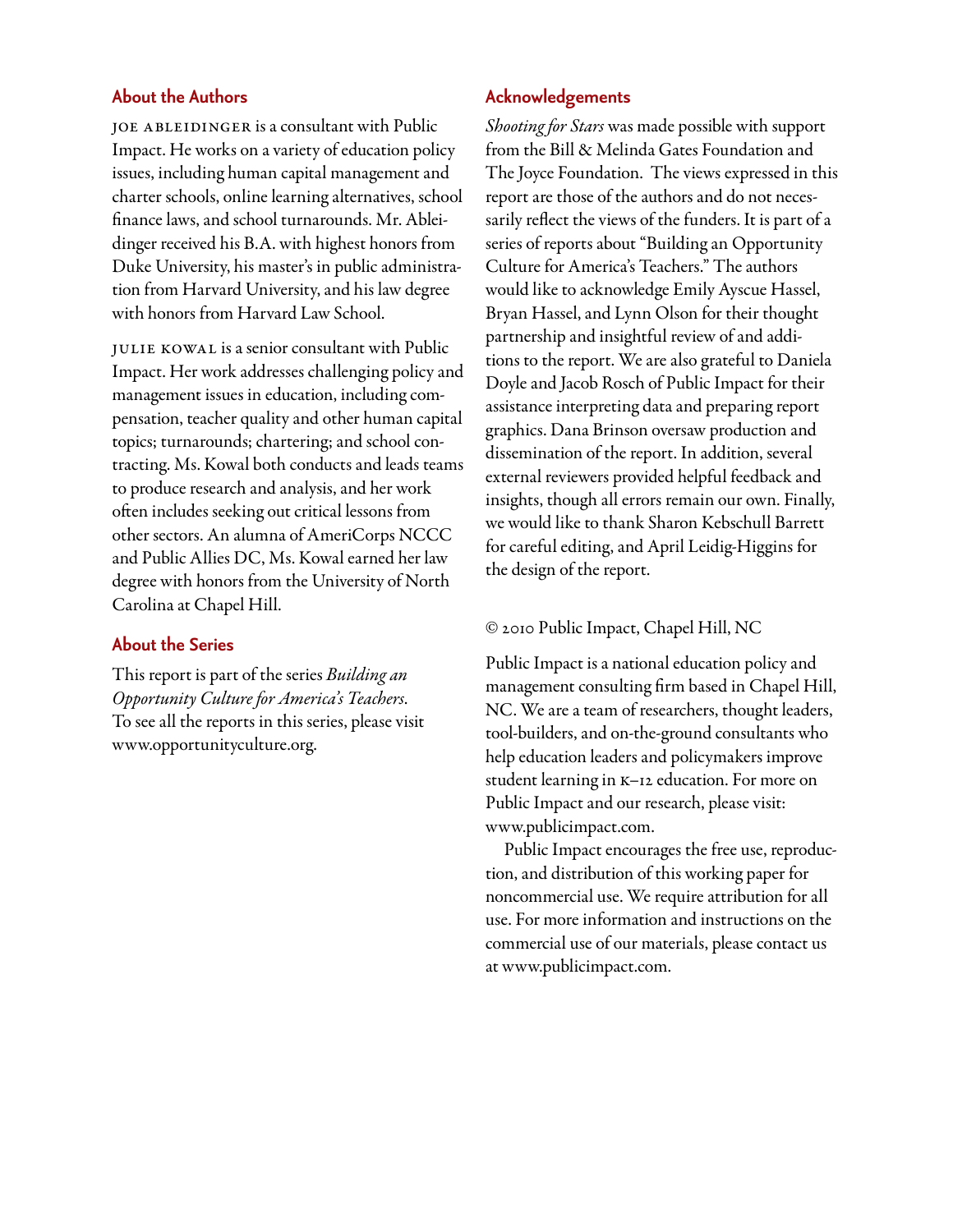## About the Authors

JOE ABLEIDINGER is a consultant with Public Impact. He works on a variety of education policy issues, including human capital management and charter schools, online learning alternatives, school finance laws, and school turnarounds. Mr. Ableidinger received his B.A. with highest honors from Duke University, his master's in public administration from Harvard University, and his law degree with honors from Harvard Law School.

JULIE KOWAL is a senior consultant with Public Impact. Her work addresses challenging policy and management issues in education, including compensation, teacher quality and other human capital topics; turnarounds; chartering; and school contracting. Ms. Kowal both conducts and leads teams to produce research and analysis, and her work often includes seeking out critical lessons from other sectors. An alumna of AmeriCorps NCCC and Public Allies DC, Ms. Kowal earned her law degree with honors from the University of North Carolina at Chapel Hill.

## About the Series

This report is part of the series *Building an Opportunity Culture for America's Teachers*. To see all the reports in this series, please visit www.opportunityculture.org.

## Acknowledgements

*Shooting for Stars* was made possible with support from the Bill & Melinda Gates Foundation and The Joyce Foundation. The views expressed in this report are those of the authors and do not necessarily reflect the views of the funders. It is part of a series of reports about "Building an Opportunity Culture for America's Teachers." The authors would like to acknowledge Emily Ayscue Hassel, Bryan Hassel, and Lynn Olson for their thought partnership and insightful review of and additions to the report. We are also grateful to Daniela Doyle and Jacob Rosch of Public Impact for their assistance interpreting data and preparing report graphics. Dana Brinson oversaw production and dissemination of the report. In addition, several external reviewers provided helpful feedback and insights, though all errors remain our own. Finally, we would like to thank Sharon Kebschull Barrett for careful editing, and April Leidig-Higgins for the design of the report.

© 2010 Public Impact, Chapel Hill, NC

Public Impact is a national education policy and management consulting firm based in Chapel Hill, NC. We are a team of researchers, thought leaders, tool-builders, and on-the-ground consultants who help education leaders and policymakers improve student learning in K–12 education. For more on Public Impact and our research, please visit: www.publicimpact.com.

Public Impact encourages the free use, reproduction, and distribution of this working paper for noncommercial use. We require attribution for all use. For more information and instructions on the commercial use of our materials, please contact us at www.publicimpact.com.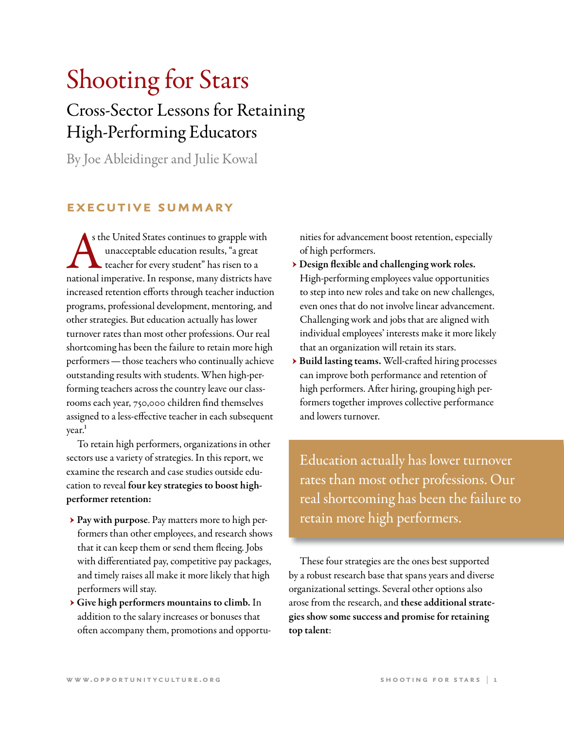# Shooting for Stars

## Cross-Sector Lessons for Retaining High-Performing Educators

By Joe Ableidinger and Julie Kowal

### EXECUTIVE SUMMARY

As the United States continues to grapple with unacceptable education results, "a great teacher for every student" has risen to a national imperative. In response, many districts have increased retention efforts through teacher induction programs, professional development, mentoring, and other strategies. But education actually has lower turnover rates than most other professions. Our real shortcoming has been the failure to retain more high performers — those teachers who continually achieve outstanding results with students. When high-performing teachers across the country leave our classrooms each year, 750,000 children find themselves assigned to a less-effective teacher in each subsequent year.[1]

To retain high performers, organizations in other sectors use a variety of strategies. In this report, we examine the research and case studies outside education to reveal **four key strategies to boost high-performer retention:**

- **Pay with purpose**. Pay matters more to high performers than other employees, and research shows that it can keep them or send them fleeing. Jobs with differentiated pay, competitive pay packages, and timely raises all make it more likely that high performers will stay.
- **Give high performers mountains to climb.** In addition to the salary increases or bonuses that often accompany them, promotions and opportunities for advancement boost retention, especially of high performers.
- **Design flexible and challenging work roles.** High-performing employees value opportunities to step into new roles and take on new challenges, even ones that do not involve linear advancement. Challenging work and jobs that are aligned with individual employees' interests make it more likely that an organization will retain its stars.
- **Build lasting teams.** Well-crafted hiring processes can improve both performance and retention of high performers. After hiring, grouping high performers together improves collective performance and lowers turnover.

> Education actually has lower turnover rates than most other professions. Our real shortcoming has been the failure to retain more high performers.

These four strategies are the ones best supported by a robust research base that spans years and diverse organizational settings. Several other options also arose from the research, and **these additional strategies show some success and promise for retaining top talent**: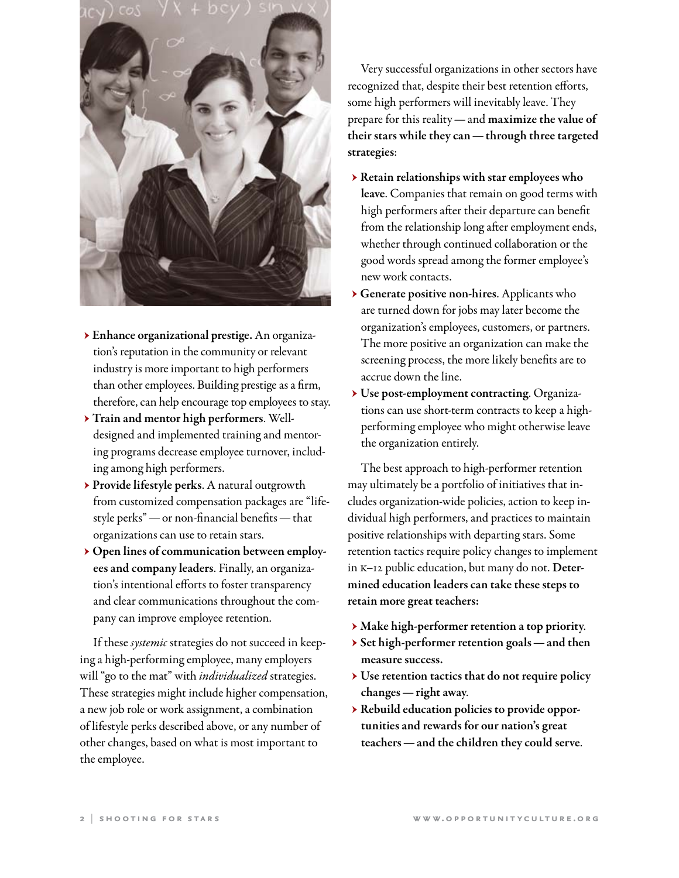- **Enhance organizational prestige.** An organization's reputation in the community or relevant industry is more important to high performers than other employees. Building prestige as a firm, therefore, can help encourage top employees to stay.
- **Train and mentor high performers**. Well-designed and implemented training and mentoring programs decrease employee turnover, including among high performers.
- **Provide lifestyle perks**. A natural outgrowth from customized compensation packages are "lifestyle perks" — or non-financial benefits — that organizations can use to retain stars.
- **Open lines of communication between employees and company leaders**. Finally, an organization's intentional efforts to foster transparency and clear communications throughout the company can improve employee retention.

If these *systemic* strategies do not succeed in keeping a high-performing employee, many employers will "go to the mat" with *individualized* strategies. These strategies might include higher compensation, a new job role or work assignment, a combination of lifestyle perks described above, or any number of other changes, based on what is most important to the employee.

Very successful organizations in other sectors have recognized that, despite their best retention efforts, some high performers will inevitably leave. They prepare for this reality — and **maximize the value of their stars while they can — through three targeted strategies**:

- **Retain relationships with star employees who leave**. Companies that remain on good terms with high performers after their departure can benefit from the relationship long after employment ends, whether through continued collaboration or the good words spread among the former employee's new work contacts.
- **Generate positive non-hires**. Applicants who are turned down for jobs may later become the organization's employees, customers, or partners. The more positive an organization can make the screening process, the more likely benefits are to accrue down the line.
- **Use post-employment contracting**. Organizations can use short-term contracts to keep a high-performing employee who might otherwise leave the organization entirely.

The best approach to high-performer retention may ultimately be a portfolio of initiatives that includes organization-wide policies, action to keep individual high performers, and practices to maintain positive relationships with departing stars. Some retention tactics require policy changes to implement in K–12 public education, but many do not. **Determined education leaders can take these steps to retain more great teachers:**

- **Make high-performer retention a top priority.**
- **Set high-performer retention goals — and then measure success.**
- **Use retention tactics that do not require policy changes — right away.**
- **Rebuild education policies to provide opportunities and rewards for our nation's great teachers — and the children they could serve**.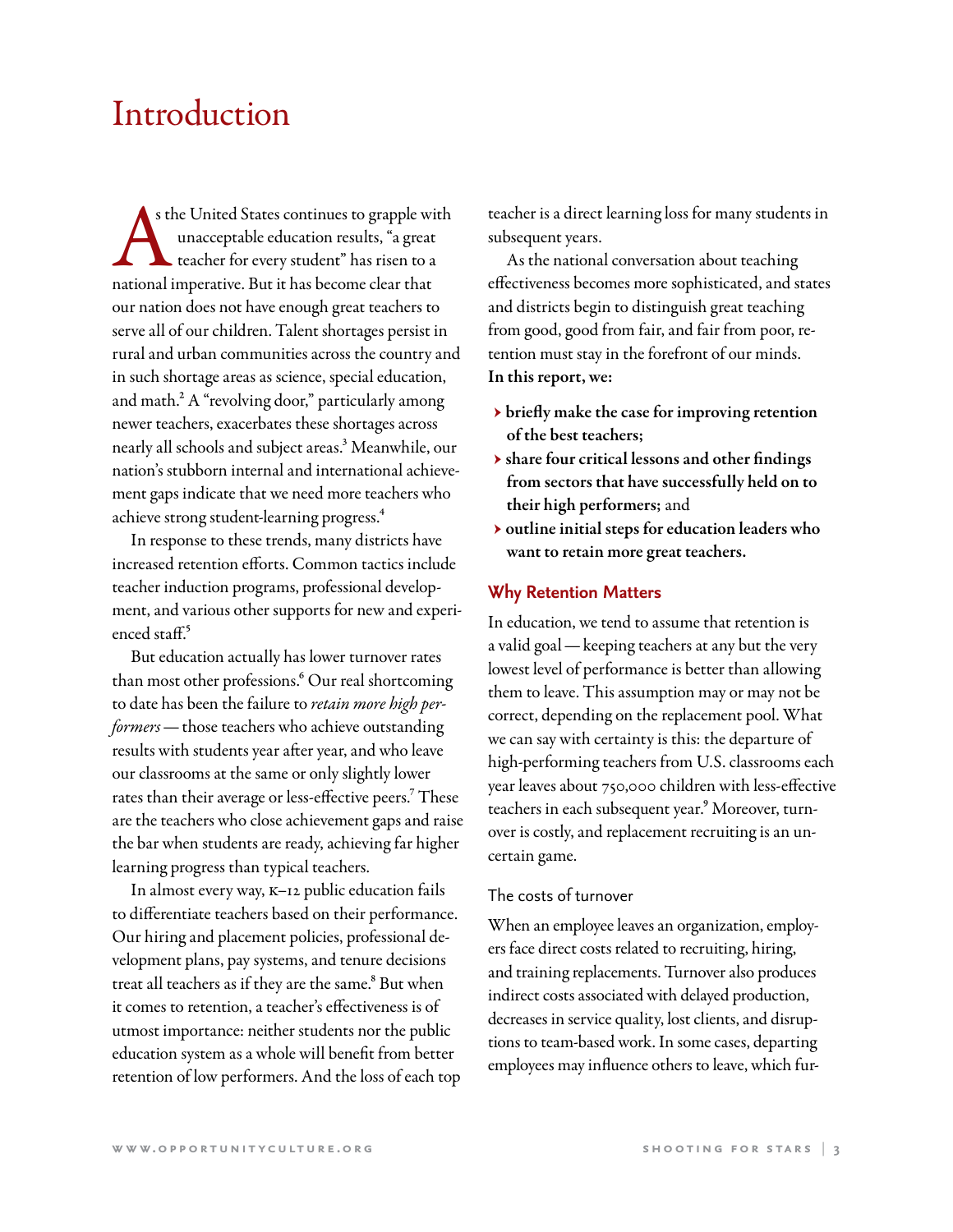# Introduction

As the United States continues to grapple with unacceptable education results, "a great teacher for every student" has risen to a national imperative. But it has become clear that our nation does not have enough great teachers to serve all of our children. Talent shortages persist in rural and urban communities across the country and in such shortage areas as science, special education, and math.[2] A "revolving door," particularly among newer teachers, exacerbates these shortages across nearly all schools and subject areas.[3] Meanwhile, our nation's stubborn internal and international achievement gaps indicate that we need more teachers who achieve strong student-learning progress.[4]

In response to these trends, many districts have increased retention efforts. Common tactics include teacher induction programs, professional development, and various other supports for new and experienced staff.[5]

But education actually has lower turnover rates than most other professions.[6] Our real shortcoming to date has been the failure to *retain more high performers* — those teachers who achieve outstanding results with students year after year, and who leave our classrooms at the same or only slightly lower rates than their average or less-effective peers.[7] These are the teachers who close achievement gaps and raise the bar when students are ready, achieving far higher learning progress than typical teachers.

In almost every way, K–12 public education fails to differentiate teachers based on their performance. Our hiring and placement policies, professional development plans, pay systems, and tenure decisions treat all teachers as if they are the same.[8] But when it comes to retention, a teacher's effectiveness is of utmost importance: neither students nor the public education system as a whole will benefit from better retention of low performers. And the loss of each top teacher is a direct learning loss for many students in subsequent years.

As the national conversation about teaching effectiveness becomes more sophisticated, and states and districts begin to distinguish great teaching from good, good from fair, and fair from poor, retention must stay in the forefront of our minds. **In this report, we:**

- **briefly make the case for improving retention of the best teachers;**
- **share four critical lessons and other findings from sectors that have successfully held on to their high performers;** and
- **outline initial steps for education leaders who want to retain more great teachers.**

## Why Retention Matters

In education, we tend to assume that retention is a valid goal — keeping teachers at any but the very lowest level of performance is better than allowing them to leave. This assumption may or may not be correct, depending on the replacement pool. What we can say with certainty is this: the departure of high-performing teachers from U.S. classrooms each year leaves about 750,000 children with less-effective teachers in each subsequent year.[9] Moreover, turnover is costly, and replacement recruiting is an uncertain game.

### The costs of turnover

When an employee leaves an organization, employers face direct costs related to recruiting, hiring, and training replacements. Turnover also produces indirect costs associated with delayed production, decreases in service quality, lost clients, and disruptions to team-based work. In some cases, departing employees may influence others to leave, which fur-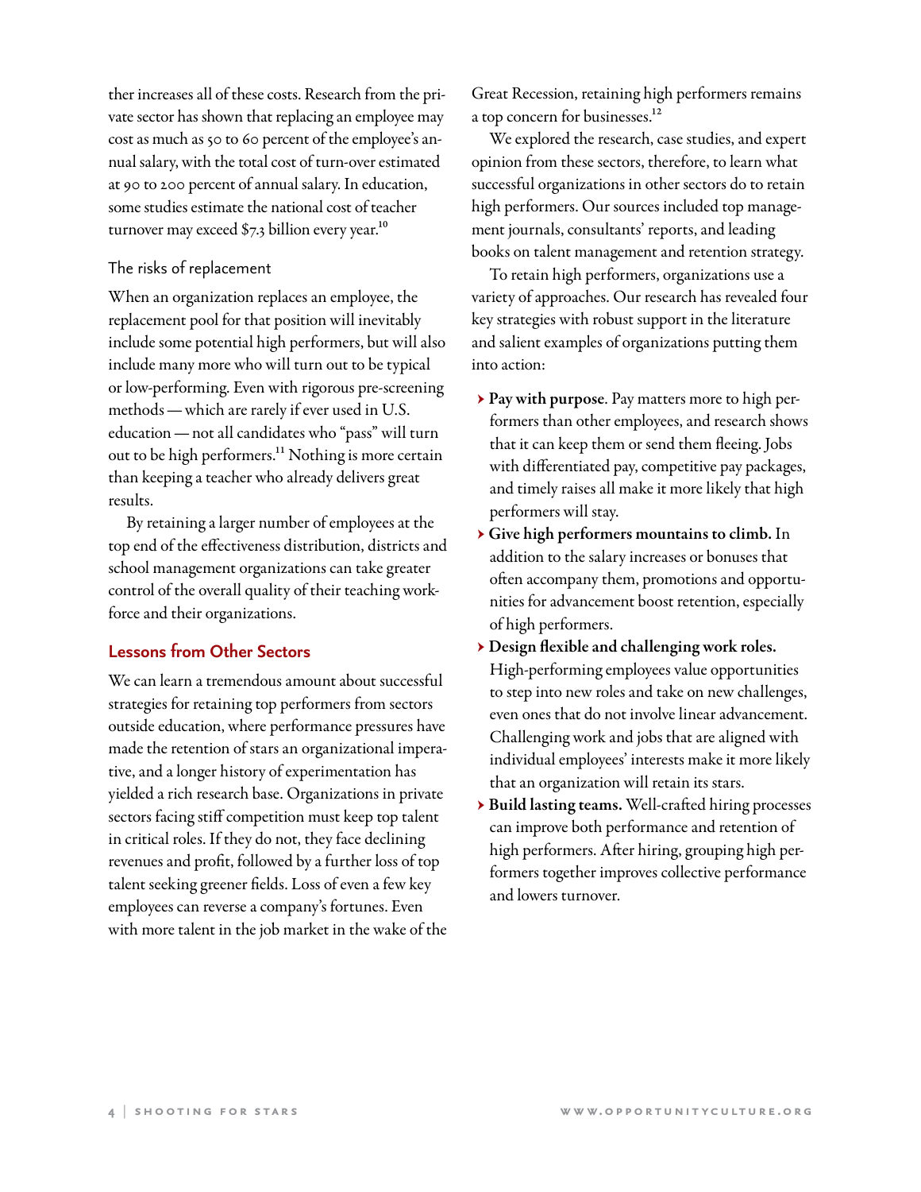ther increases all of these costs. Research from the private sector has shown that replacing an employee may cost as much as 50 to 60 percent of the employee's annual salary, with the total cost of turn-over estimated at 90 to 200 percent of annual salary. In education, some studies estimate the national cost of teacher turnover may exceed $7.3 billion every year.[10]

### The risks of replacement

When an organization replaces an employee, the replacement pool for that position will inevitably include some potential high performers, but will also include many more who will turn out to be typical or low-performing. Even with rigorous pre-screening methods — which are rarely if ever used in U.S. education — not all candidates who "pass" will turn out to be high performers.[11] Nothing is more certain than keeping a teacher who already delivers great results.

By retaining a larger number of employees at the top end of the effectiveness distribution, districts and school management organizations can take greater control of the overall quality of their teaching workforce and their organizations.

## Lessons from Other Sectors

We can learn a tremendous amount about successful strategies for retaining top performers from sectors outside education, where performance pressures have made the retention of stars an organizational imperative, and a longer history of experimentation has yielded a rich research base. Organizations in private sectors facing stiff competition must keep top talent in critical roles. If they do not, they face declining revenues and profit, followed by a further loss of top talent seeking greener fields. Loss of even a few key employees can reverse a company's fortunes. Even with more talent in the job market in the wake of the Great Recession, retaining high performers remains a top concern for businesses.[12]

We explored the research, case studies, and expert opinion from these sectors, therefore, to learn what successful organizations in other sectors do to retain high performers. Our sources included top management journals, consultants' reports, and leading books on talent management and retention strategy.

To retain high performers, organizations use a variety of approaches. Our research has revealed four key strategies with robust support in the literature and salient examples of organizations putting them into action:

- **Pay with purpose**. Pay matters more to high performers than other employees, and research shows that it can keep them or send them fleeing. Jobs with differentiated pay, competitive pay packages, and timely raises all make it more likely that high performers will stay.
- **Give high performers mountains to climb.** In addition to the salary increases or bonuses that often accompany them, promotions and opportunities for advancement boost retention, especially of high performers.
- **Design flexible and challenging work roles.** High-performing employees value opportunities to step into new roles and take on new challenges, even ones that do not involve linear advancement. Challenging work and jobs that are aligned with individual employees' interests make it more likely that an organization will retain its stars.
- **Build lasting teams.** Well-crafted hiring processes can improve both performance and retention of high performers. After hiring, grouping high performers together improves collective performance and lowers turnover.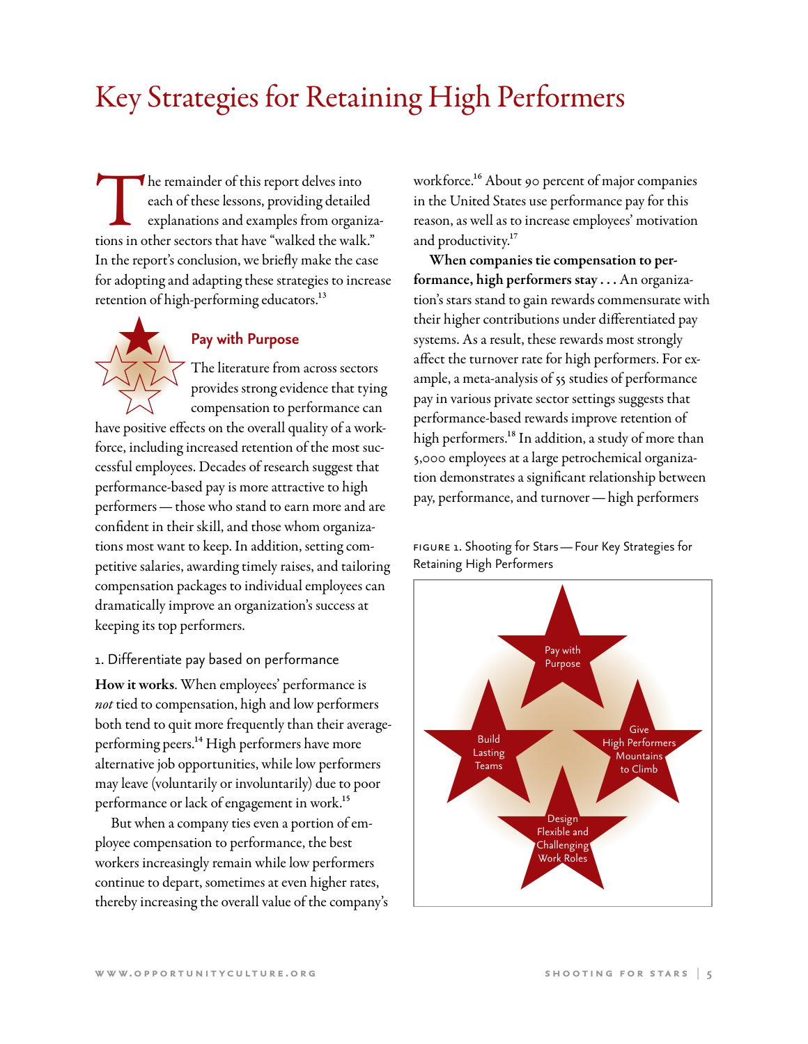# Key Strategies for Retaining High Performers

The remainder of this report delves into each of these lessons, providing detailed explanations and examples from organizations in other sectors that have "walked the walk." In the report's conclusion, we briefly make the case for adopting and adapting these strategies to increase retention of high-performing educators.[13]

## Pay with Purpose

The literature from across sectors provides strong evidence that tying compensation to performance can have positive effects on the overall quality of a workforce, including increased retention of the most successful employees. Decades of research suggest that performance-based pay is more attractive to high performers — those who stand to earn more and are confident in their skill, and those whom organizations most want to keep. In addition, setting competitive salaries, awarding timely raises, and tailoring compensation packages to individual employees can dramatically improve an organization's success at keeping its top performers.

### 1. Differentiate pay based on performance

**How it works**. When employees' performance is *not* tied to compensation, high and low performers both tend to quit more frequently than their average-performing peers.[14] High performers have more alternative job opportunities, while low performers may leave (voluntarily or involuntarily) due to poor performance or lack of engagement in work.[15]

But when a company ties even a portion of employee compensation to performance, the best workers increasingly remain while low performers continue to depart, sometimes at even higher rates, thereby increasing the overall value of the company's workforce.[16] About 90 percent of major companies in the United States use performance pay for this reason, as well as to increase employees' motivation and productivity.[17]

**When companies tie compensation to performance, high performers stay . . .** An organization's stars stand to gain rewards commensurate with their higher contributions under differentiated pay systems. As a result, these rewards most strongly affect the turnover rate for high performers. For example, a meta-analysis of 55 studies of performance pay in various private sector settings suggests that performance-based rewards improve retention of high performers.[18] In addition, a study of more than 5,000 employees at a large petrochemical organization demonstrates a significant relationship between pay, performance, and turnover — high performers

FIGURE 1. Shooting for Stars — Four Key Strategies for Retaining High Performers

- Pay with Purpose
- Build Lasting Teams
- Give High Performers Mountains to Climb
- Design Flexible and Challenging Work Roles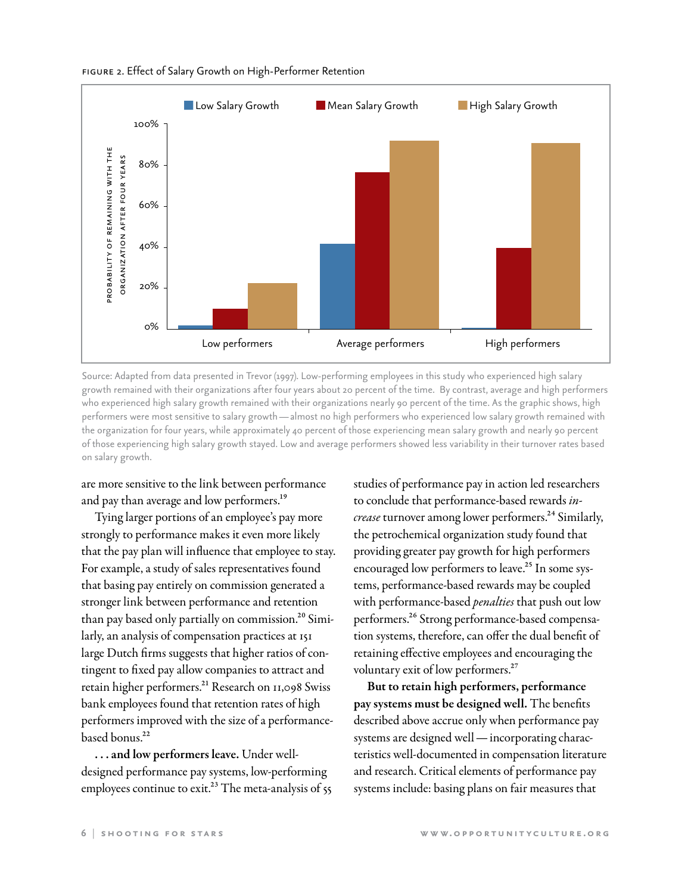FIGURE 2. Effect of Salary Growth on High-Performer Retention

Source: Adapted from data presented in Trevor (1997). Low-performing employees in this study who experienced high salary growth remained with their organizations after four years about 20 percent of the time. By contrast, average and high performers who experienced high salary growth remained with their organizations nearly 90 percent of the time. As the graphic shows, high performers were most sensitive to salary growth—almost no high performers who experienced low salary growth remained with the organization for four years, while approximately 40 percent of those experiencing mean salary growth and nearly 90 percent of those experiencing high salary growth stayed. Low and average performers showed less variability in their turnover rates based on salary growth.

are more sensitive to the link between performance and pay than average and low performers.[19]

Tying larger portions of an employee's pay more strongly to performance makes it even more likely that the pay plan will influence that employee to stay. For example, a study of sales representatives found that basing pay entirely on commission generated a stronger link between performance and retention than pay based only partially on commission.[20] Similarly, an analysis of compensation practices at 151 large Dutch firms suggests that higher ratios of contingent to fixed pay allow companies to attract and retain higher performers.[21] Research on 11,098 Swiss bank employees found that retention rates of high performers improved with the size of a performance-based bonus.[22]

**. . . and low performers leave.** Under well-designed performance pay systems, low-performing employees continue to exit.[23] The meta-analysis of 55 studies of performance pay in action led researchers to conclude that performance-based rewards *increase* turnover among lower performers.[24] Similarly, the petrochemical organization study found that providing greater pay growth for high performers encouraged low performers to leave.[25] In some systems, performance-based rewards may be coupled with performance-based *penalties* that push out low performers.[26] Strong performance-based compensation systems, therefore, can offer the dual benefit of retaining effective employees and encouraging the voluntary exit of low performers.[27]

**But to retain high performers, performance pay systems must be designed well.** The benefits described above accrue only when performance pay systems are designed well—incorporating characteristics well-documented in compensation literature and research. Critical elements of performance pay systems include: basing plans on fair measures that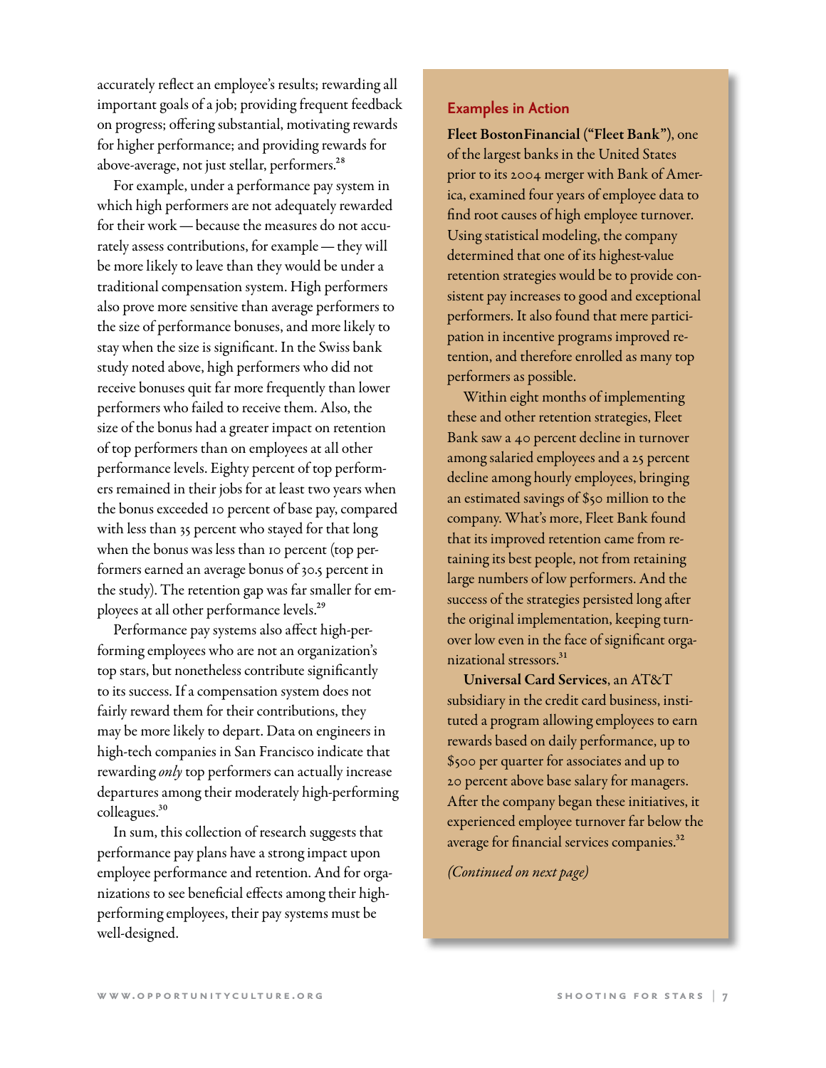accurately reflect an employee's results; rewarding all important goals of a job; providing frequent feedback on progress; offering substantial, motivating rewards for higher performance; and providing rewards for above-average, not just stellar, performers.[28]

For example, under a performance pay system in which high performers are not adequately rewarded for their work — because the measures do not accurately assess contributions, for example — they will be more likely to leave than they would be under a traditional compensation system. High performers also prove more sensitive than average performers to the size of performance bonuses, and more likely to stay when the size is significant. In the Swiss bank study noted above, high performers who did not receive bonuses quit far more frequently than lower performers who failed to receive them. Also, the size of the bonus had a greater impact on retention of top performers than on employees at all other performance levels. Eighty percent of top performers remained in their jobs for at least two years when the bonus exceeded 10 percent of base pay, compared with less than 35 percent who stayed for that long when the bonus was less than 10 percent (top performers earned an average bonus of 30.5 percent in the study). The retention gap was far smaller for employees at all other performance levels.[29]

Performance pay systems also affect high-performing employees who are not an organization's top stars, but nonetheless contribute significantly to its success. If a compensation system does not fairly reward them for their contributions, they may be more likely to depart. Data on engineers in high-tech companies in San Francisco indicate that rewarding *only* top performers can actually increase departures among their moderately high-performing colleagues.[30]

In sum, this collection of research suggests that performance pay plans have a strong impact upon employee performance and retention. And for organizations to see beneficial effects among their high-performing employees, their pay systems must be well-designed.

## Examples in Action

**Fleet BostonFinancial ("Fleet Bank")**, one of the largest banks in the United States prior to its 2004 merger with Bank of America, examined four years of employee data to find root causes of high employee turnover. Using statistical modeling, the company determined that one of its highest-value retention strategies would be to provide consistent pay increases to good and exceptional performers. It also found that mere participation in incentive programs improved retention, and therefore enrolled as many top performers as possible.

Within eight months of implementing these and other retention strategies, Fleet Bank saw a 40 percent decline in turnover among salaried employees and a 25 percent decline among hourly employees, bringing an estimated savings of $50 million to the company. What's more, Fleet Bank found that its improved retention came from retaining its best people, not from retaining large numbers of low performers. And the success of the strategies persisted long after the original implementation, keeping turnover low even in the face of significant organizational stressors.[31]

**Universal Card Services**, an AT&T subsidiary in the credit card business, instituted a program allowing employees to earn rewards based on daily performance, up to $500 per quarter for associates and up to 20 percent above base salary for managers. After the company began these initiatives, it experienced employee turnover far below the average for financial services companies.[32]

*(Continued on next page)*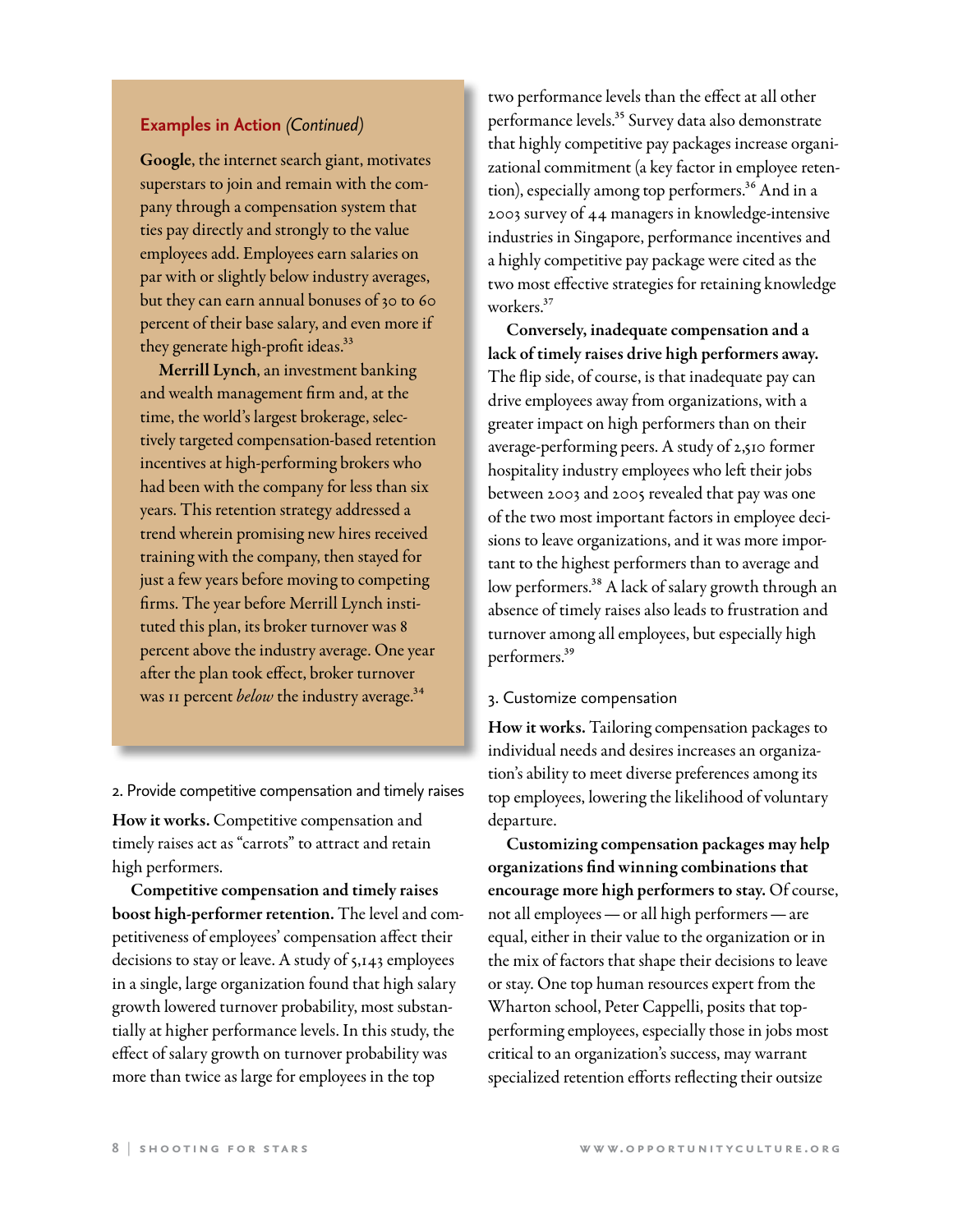**Examples in Action** *(Continued)*

**Google**, the internet search giant, motivates superstars to join and remain with the company through a compensation system that ties pay directly and strongly to the value employees add. Employees earn salaries on par with or slightly below industry averages, but they can earn annual bonuses of 30 to 60 percent of their base salary, and even more if they generate high-profit ideas.[33]

**Merrill Lynch**, an investment banking and wealth management firm and, at the time, the world's largest brokerage, selectively targeted compensation-based retention incentives at high-performing brokers who had been with the company for less than six years. This retention strategy addressed a trend wherein promising new hires received training with the company, then stayed for just a few years before moving to competing firms. The year before Merrill Lynch instituted this plan, its broker turnover was 8 percent above the industry average. One year after the plan took effect, broker turnover was 11 percent *below* the industry average.[34]

### 2. Provide competitive compensation and timely raises

**How it works.** Competitive compensation and timely raises act as "carrots" to attract and retain high performers.

**Competitive compensation and timely raises boost high-performer retention.** The level and competitiveness of employees' compensation affect their decisions to stay or leave. A study of 5,143 employees in a single, large organization found that high salary growth lowered turnover probability, most substantially at higher performance levels. In this study, the effect of salary growth on turnover probability was more than twice as large for employees in the top two performance levels than the effect at all other performance levels.[35] Survey data also demonstrate that highly competitive pay packages increase organizational commitment (a key factor in employee retention), especially among top performers.[36] And in a 2003 survey of 44 managers in knowledge-intensive industries in Singapore, performance incentives and a highly competitive pay package were cited as the two most effective strategies for retaining knowledge workers.[37]

**Conversely, inadequate compensation and a lack of timely raises drive high performers away.** The flip side, of course, is that inadequate pay can drive employees away from organizations, with a greater impact on high performers than on their average-performing peers. A study of 2,510 former hospitality industry employees who left their jobs between 2003 and 2005 revealed that pay was one of the two most important factors in employee decisions to leave organizations, and it was more important to the highest performers than to average and low performers.[38] A lack of salary growth through an absence of timely raises also leads to frustration and turnover among all employees, but especially high performers.[39]

### 3. Customize compensation

**How it works.** Tailoring compensation packages to individual needs and desires increases an organization's ability to meet diverse preferences among its top employees, lowering the likelihood of voluntary departure.

**Customizing compensation packages may help organizations find winning combinations that encourage more high performers to stay.** Of course, not all employees — or all high performers — are equal, either in their value to the organization or in the mix of factors that shape their decisions to leave or stay. One top human resources expert from the Wharton school, Peter Cappelli, posits that top-performing employees, especially those in jobs most critical to an organization's success, may warrant specialized retention efforts reflecting their outsize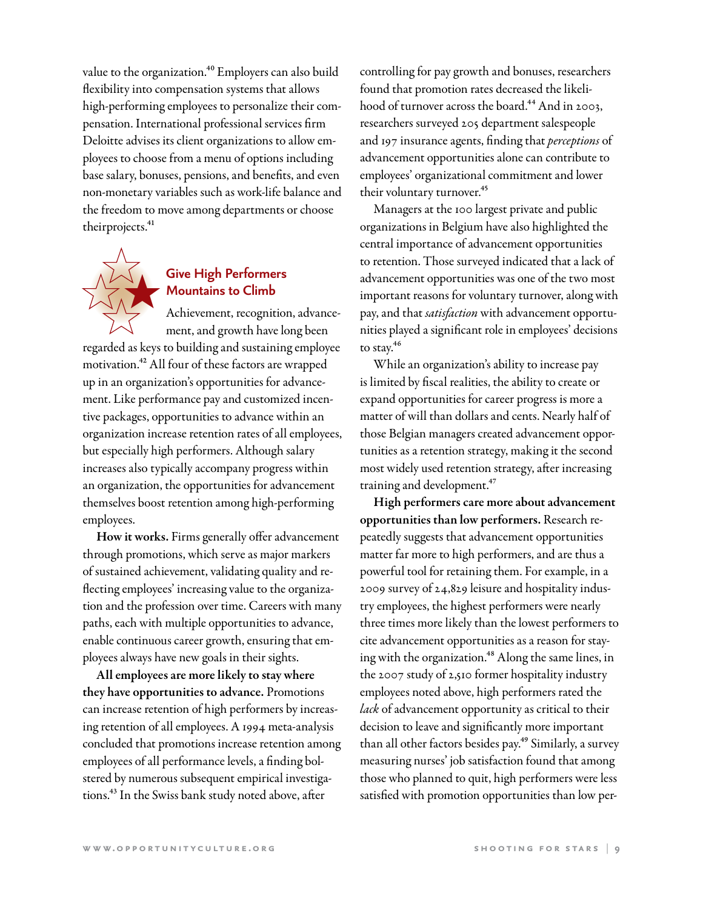value to the organization.[40] Employers can also build flexibility into compensation systems that allows high-performing employees to personalize their compensation. International professional services firm Deloitte advises its client organizations to allow employees to choose from a menu of options including base salary, bonuses, pensions, and benefits, and even non-monetary variables such as work-life balance and the freedom to move among departments or choose theirprojects.[41]

## Give High Performers Mountains to Climb

Achievement, recognition, advancement, and growth have long been regarded as keys to building and sustaining employee motivation.[42] All four of these factors are wrapped up in an organization's opportunities for advancement. Like performance pay and customized incentive packages, opportunities to advance within an organization increase retention rates of all employees, but especially high performers. Although salary increases also typically accompany progress within an organization, the opportunities for advancement themselves boost retention among high-performing employees.

**How it works.** Firms generally offer advancement through promotions, which serve as major markers of sustained achievement, validating quality and reflecting employees' increasing value to the organization and the profession over time. Careers with many paths, each with multiple opportunities to advance, enable continuous career growth, ensuring that employees always have new goals in their sights.

**All employees are more likely to stay where they have opportunities to advance.** Promotions can increase retention of high performers by increasing retention of all employees. A 1994 meta-analysis concluded that promotions increase retention among employees of all performance levels, a finding bolstered by numerous subsequent empirical investigations.[43] In the Swiss bank study noted above, after controlling for pay growth and bonuses, researchers found that promotion rates decreased the likelihood of turnover across the board.[44] And in 2003, researchers surveyed 205 department salespeople and 197 insurance agents, finding that *perceptions* of advancement opportunities alone can contribute to employees' organizational commitment and lower their voluntary turnover.[45]

Managers at the 100 largest private and public organizations in Belgium have also highlighted the central importance of advancement opportunities to retention. Those surveyed indicated that a lack of advancement opportunities was one of the two most important reasons for voluntary turnover, along with pay, and that *satisfaction* with advancement opportunities played a significant role in employees' decisions to stay.[46]

While an organization's ability to increase pay is limited by fiscal realities, the ability to create or expand opportunities for career progress is more a matter of will than dollars and cents. Nearly half of those Belgian managers created advancement opportunities as a retention strategy, making it the second most widely used retention strategy, after increasing training and development.[47]

**High performers care more about advancement opportunities than low performers.** Research repeatedly suggests that advancement opportunities matter far more to high performers, and are thus a powerful tool for retaining them. For example, in a 2009 survey of 24,829 leisure and hospitality industry employees, the highest performers were nearly three times more likely than the lowest performers to cite advancement opportunities as a reason for staying with the organization.[48] Along the same lines, in the 2007 study of 2,510 former hospitality industry employees noted above, high performers rated the *lack* of advancement opportunity as critical to their decision to leave and significantly more important than all other factors besides pay.[49] Similarly, a survey measuring nurses' job satisfaction found that among those who planned to quit, high performers were less satisfied with promotion opportunities than low per-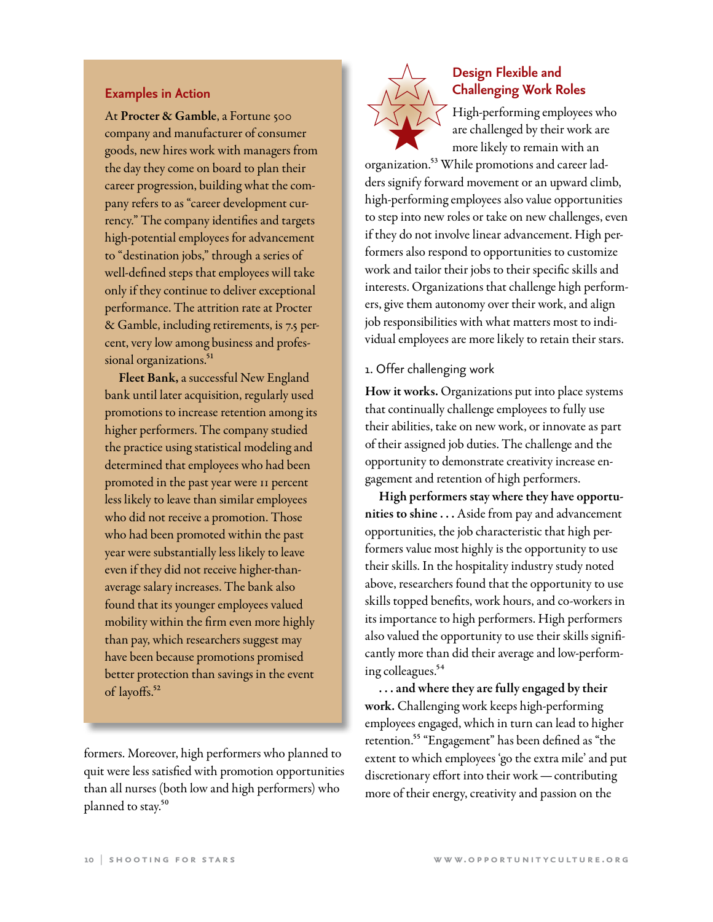formers. Moreover, high performers who planned to quit were less satisfied with promotion opportunities than all nurses (both low and high performers) who planned to stay.[50]

### Examples in Action

At **Procter & Gamble**, a Fortune 500 company and manufacturer of consumer goods, new hires work with managers from the day they come on board to plan their career progression, building what the company refers to as "career development currency." The company identifies and targets high-potential employees for advancement to "destination jobs," through a series of well-defined steps that employees will take only if they continue to deliver exceptional performance. The attrition rate at Procter & Gamble, including retirements, is 7.5 percent, very low among business and professional organizations.[51]

**Fleet Bank,** a successful New England bank until later acquisition, regularly used promotions to increase retention among its higher performers. The company studied the practice using statistical modeling and determined that employees who had been promoted in the past year were 11 percent less likely to leave than similar employees who did not receive a promotion. Those who had been promoted within the past year were substantially less likely to leave even if they did not receive higher-than-average salary increases. The bank also found that its younger employees valued mobility within the firm even more highly than pay, which researchers suggest may have been because promotions promised better protection than savings in the event of layoffs.[52]

## Design Flexible and Challenging Work Roles

High-performing employees who are challenged by their work are more likely to remain with an organization.[53] While promotions and career ladders signify forward movement or an upward climb, high-performing employees also value opportunities to step into new roles or take on new challenges, even if they do not involve linear advancement. High performers also respond to opportunities to customize work and tailor their jobs to their specific skills and interests. Organizations that challenge high performers, give them autonomy over their work, and align job responsibilities with what matters most to individual employees are more likely to retain their stars.

### 1. Offer challenging work

**How it works.** Organizations put into place systems that continually challenge employees to fully use their abilities, take on new work, or innovate as part of their assigned job duties. The challenge and the opportunity to demonstrate creativity increase engagement and retention of high performers.

**High performers stay where they have opportunities to shine . . .** Aside from pay and advancement opportunities, the job characteristic that high performers value most highly is the opportunity to use their skills. In the hospitality industry study noted above, researchers found that the opportunity to use skills topped benefits, work hours, and co-workers in its importance to high performers. High performers also valued the opportunity to use their skills significantly more than did their average and low-performing colleagues.[54]

**. . . and where they are fully engaged by their work.** Challenging work keeps high-performing employees engaged, which in turn can lead to higher retention.[55] "Engagement" has been defined as "the extent to which employees 'go the extra mile' and put discretionary effort into their work — contributing more of their energy, creativity and passion on the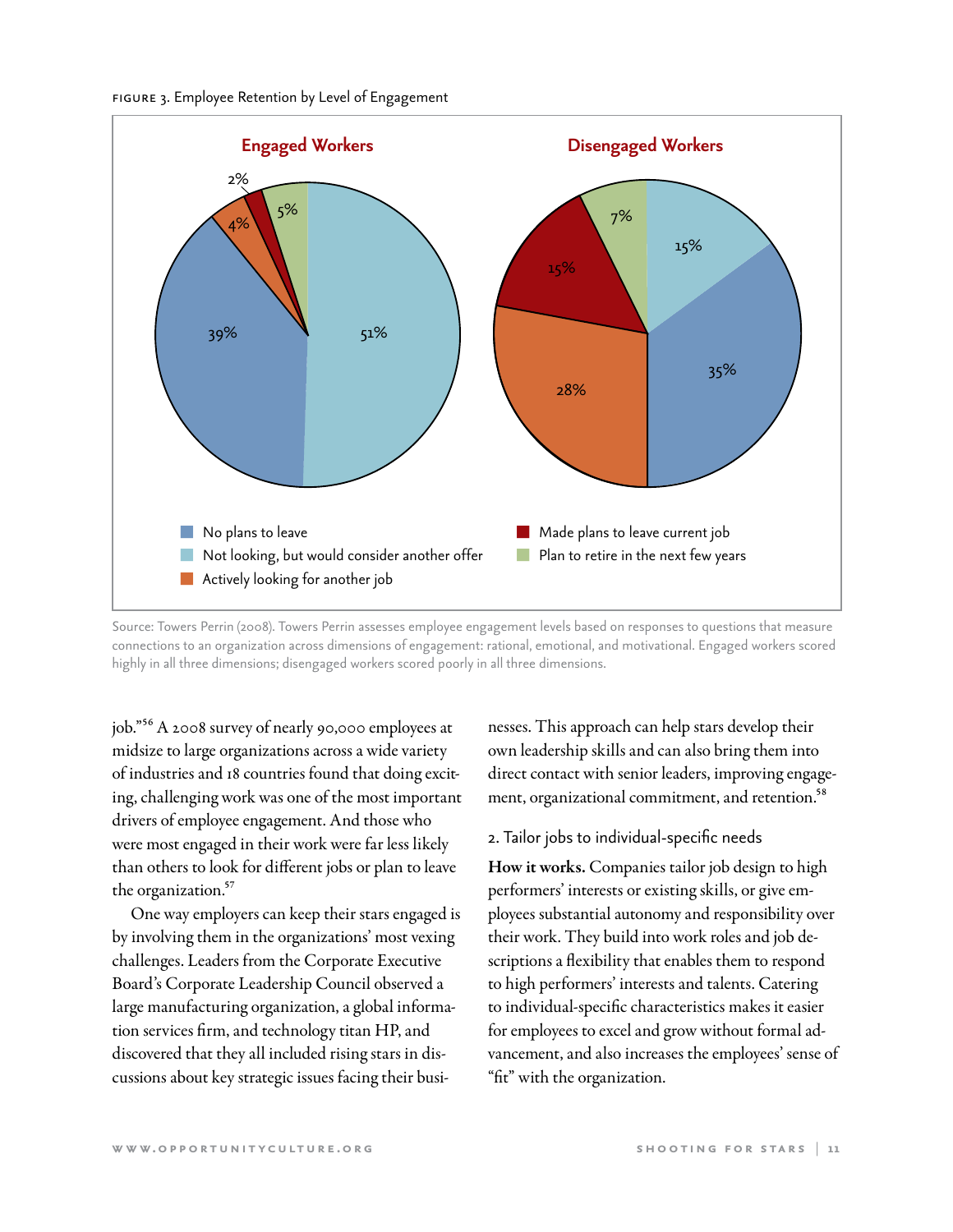FIGURE 3. Employee Retention by Level of Engagement

| | Engaged Workers | Disengaged Workers |
|---|---|---|
| No plans to leave | 39% | 35% |
| Not looking, but would consider another offer | 51% | 15% |
| Actively looking for another job | 4% | 28% |
| Made plans to leave current job | 2% | 15% |
| Plan to retire in the next few years | 5% | 7% |

Source: Towers Perrin (2008). Towers Perrin assesses employee engagement levels based on responses to questions that measure connections to an organization across dimensions of engagement: rational, emotional, and motivational. Engaged workers scored highly in all three dimensions; disengaged workers scored poorly in all three dimensions.

job."[56] A 2008 survey of nearly 90,000 employees at midsize to large organizations across a wide variety of industries and 18 countries found that doing exciting, challenging work was one of the most important drivers of employee engagement. And those who were most engaged in their work were far less likely than others to look for different jobs or plan to leave the organization.[57]

One way employers can keep their stars engaged is by involving them in the organizations' most vexing challenges. Leaders from the Corporate Executive Board's Corporate Leadership Council observed a large manufacturing organization, a global information services firm, and technology titan HP, and discovered that they all included rising stars in discussions about key strategic issues facing their businesses. This approach can help stars develop their own leadership skills and can also bring them into direct contact with senior leaders, improving engagement, organizational commitment, and retention.[58]

### 2. Tailor jobs to individual-specific needs

**How it works.** Companies tailor job design to high performers' interests or existing skills, or give employees substantial autonomy and responsibility over their work. They build into work roles and job descriptions a flexibility that enables them to respond to high performers' interests and talents. Catering to individual-specific characteristics makes it easier for employees to excel and grow without formal advancement, and also increases the employees' sense of "fit" with the organization.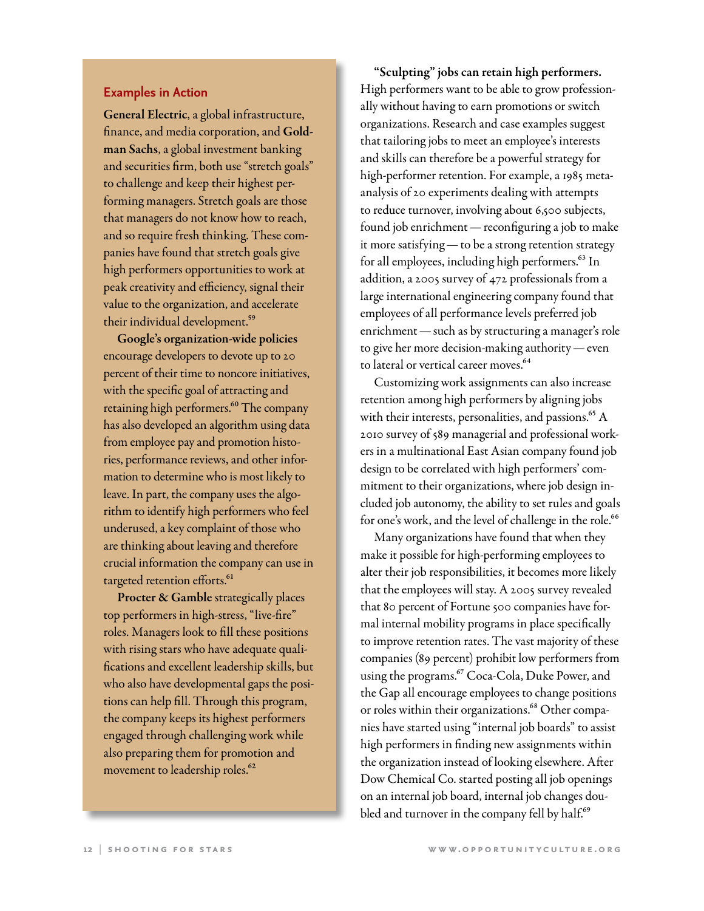### Examples in Action

**General Electric**, a global infrastructure, finance, and media corporation, and **Goldman Sachs**, a global investment banking and securities firm, both use "stretch goals" to challenge and keep their highest performing managers. Stretch goals are those that managers do not know how to reach, and so require fresh thinking. These companies have found that stretch goals give high performers opportunities to work at peak creativity and efficiency, signal their value to the organization, and accelerate their individual development.[59]

**Google's organization-wide policies** encourage developers to devote up to 20 percent of their time to noncore initiatives, with the specific goal of attracting and retaining high performers.[60] The company has also developed an algorithm using data from employee pay and promotion histories, performance reviews, and other information to determine who is most likely to leave. In part, the company uses the algorithm to identify high performers who feel underused, a key complaint of those who are thinking about leaving and therefore crucial information the company can use in targeted retention efforts.[61]

**Procter & Gamble** strategically places top performers in high-stress, "live-fire" roles. Managers look to fill these positions with rising stars who have adequate qualifications and excellent leadership skills, but who also have developmental gaps the positions can help fill. Through this program, the company keeps its highest performers engaged through challenging work while also preparing them for promotion and movement to leadership roles.[62]

**"Sculpting" jobs can retain high performers.** High performers want to be able to grow professionally without having to earn promotions or switch organizations. Research and case examples suggest that tailoring jobs to meet an employee's interests and skills can therefore be a powerful strategy for high-performer retention. For example, a 1985 meta-analysis of 20 experiments dealing with attempts to reduce turnover, involving about 6,500 subjects, found job enrichment — reconfiguring a job to make it more satisfying — to be a strong retention strategy for all employees, including high performers.[63] In addition, a 2005 survey of 472 professionals from a large international engineering company found that employees of all performance levels preferred job enrichment — such as by structuring a manager's role to give her more decision-making authority — even to lateral or vertical career moves.[64]

Customizing work assignments can also increase retention among high performers by aligning jobs with their interests, personalities, and passions.[65] A 2010 survey of 589 managerial and professional workers in a multinational East Asian company found job design to be correlated with high performers' commitment to their organizations, where job design included job autonomy, the ability to set rules and goals for one's work, and the level of challenge in the role.[66]

Many organizations have found that when they make it possible for high-performing employees to alter their job responsibilities, it becomes more likely that the employees will stay. A 2005 survey revealed that 80 percent of Fortune 500 companies have formal internal mobility programs in place specifically to improve retention rates. The vast majority of these companies (89 percent) prohibit low performers from using the programs.[67] Coca-Cola, Duke Power, and the Gap all encourage employees to change positions or roles within their organizations.[68] Other companies have started using "internal job boards" to assist high performers in finding new assignments within the organization instead of looking elsewhere. After Dow Chemical Co. started posting all job openings on an internal job board, internal job changes doubled and turnover in the company fell by half.[69]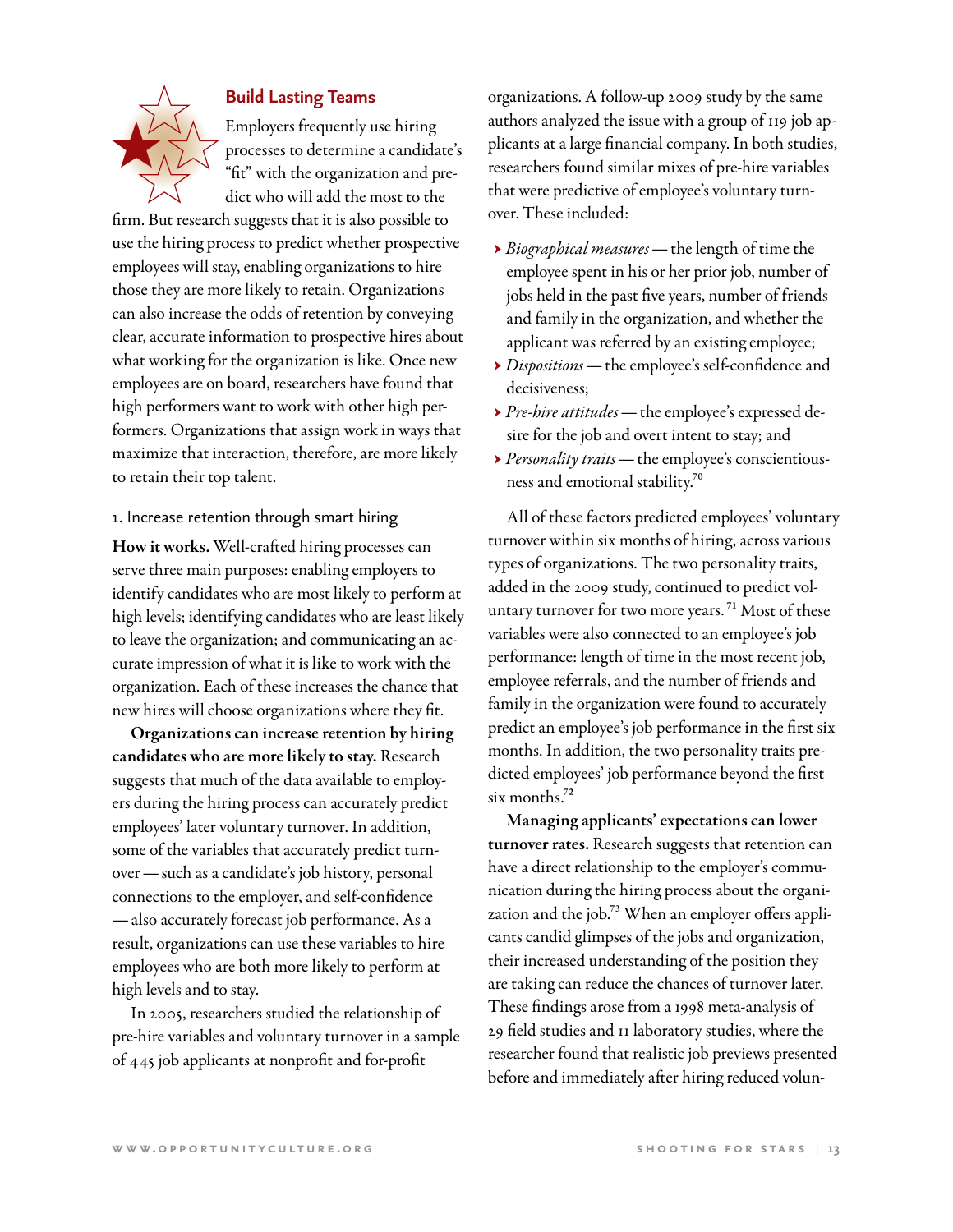## Build Lasting Teams

Employers frequently use hiring processes to determine a candidate's "fit" with the organization and predict who will add the most to the firm. But research suggests that it is also possible to use the hiring process to predict whether prospective employees will stay, enabling organizations to hire those they are more likely to retain. Organizations can also increase the odds of retention by conveying clear, accurate information to prospective hires about what working for the organization is like. Once new employees are on board, researchers have found that high performers want to work with other high performers. Organizations that assign work in ways that maximize that interaction, therefore, are more likely to retain their top talent.

### 1. Increase retention through smart hiring

**How it works.** Well-crafted hiring processes can serve three main purposes: enabling employers to identify candidates who are most likely to perform at high levels; identifying candidates who are least likely to leave the organization; and communicating an accurate impression of what it is like to work with the organization. Each of these increases the chance that new hires will choose organizations where they fit.

**Organizations can increase retention by hiring candidates who are more likely to stay.** Research suggests that much of the data available to employers during the hiring process can accurately predict employees' later voluntary turnover. In addition, some of the variables that accurately predict turnover — such as a candidate's job history, personal connections to the employer, and self-confidence — also accurately forecast job performance. As a result, organizations can use these variables to hire employees who are both more likely to perform at high levels and to stay.

In 2005, researchers studied the relationship of pre-hire variables and voluntary turnover in a sample of 445 job applicants at nonprofit and for-profit organizations. A follow-up 2009 study by the same authors analyzed the issue with a group of 119 job applicants at a large financial company. In both studies, researchers found similar mixes of pre-hire variables that were predictive of employee's voluntary turnover. These included:

- *Biographical measures* — the length of time the employee spent in his or her prior job, number of jobs held in the past five years, number of friends and family in the organization, and whether the applicant was referred by an existing employee;
- *Dispositions* — the employee's self-confidence and decisiveness;
- *Pre-hire attitudes* — the employee's expressed desire for the job and overt intent to stay; and
- *Personality traits* — the employee's conscientiousness and emotional stability.[70]

All of these factors predicted employees' voluntary turnover within six months of hiring, across various types of organizations. The two personality traits, added in the 2009 study, continued to predict voluntary turnover for two more years.[71] Most of these variables were also connected to an employee's job performance: length of time in the most recent job, employee referrals, and the number of friends and family in the organization were found to accurately predict an employee's job performance in the first six months. In addition, the two personality traits predicted employees' job performance beyond the first six months.[72]

**Managing applicants' expectations can lower turnover rates.** Research suggests that retention can have a direct relationship to the employer's communication during the hiring process about the organization and the job.[73] When an employer offers applicants candid glimpses of the jobs and organization, their increased understanding of the position they are taking can reduce the chances of turnover later. These findings arose from a 1998 meta-analysis of 29 field studies and 11 laboratory studies, where the researcher found that realistic job previews presented before and immediately after hiring reduced volun-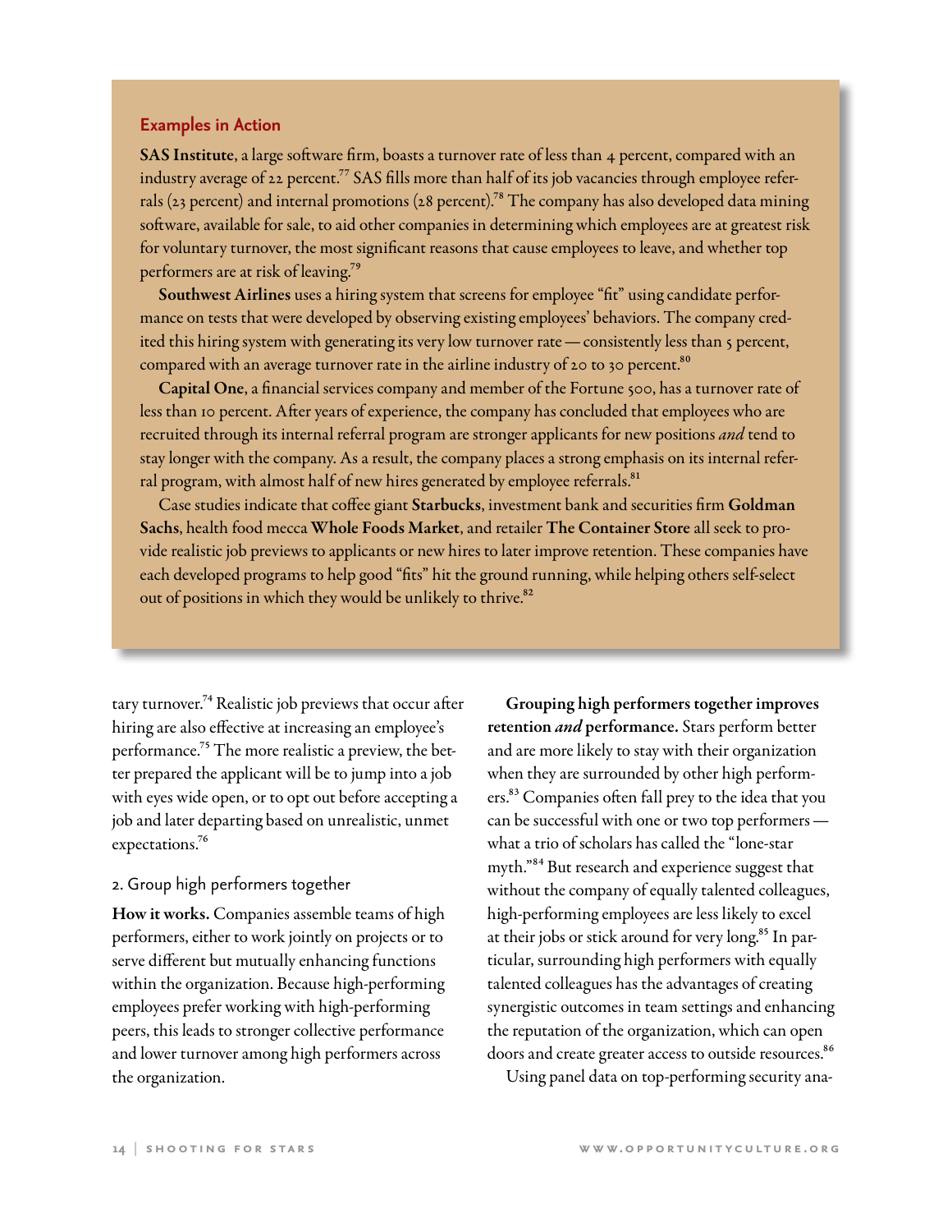### Examples in Action

**SAS Institute**, a large software firm, boasts a turnover rate of less than 4 percent, compared with an industry average of 22 percent.[77] SAS fills more than half of its job vacancies through employee referrals (23 percent) and internal promotions (28 percent).[78] The company has also developed data mining software, available for sale, to aid other companies in determining which employees are at greatest risk for voluntary turnover, the most significant reasons that cause employees to leave, and whether top performers are at risk of leaving.[79]

**Southwest Airlines** uses a hiring system that screens for employee "fit" using candidate performance on tests that were developed by observing existing employees' behaviors. The company credited this hiring system with generating its very low turnover rate — consistently less than 5 percent, compared with an average turnover rate in the airline industry of 20 to 30 percent.[80]

**Capital One**, a financial services company and member of the Fortune 500, has a turnover rate of less than 10 percent. After years of experience, the company has concluded that employees who are recruited through its internal referral program are stronger applicants for new positions *and* tend to stay longer with the company. As a result, the company places a strong emphasis on its internal referral program, with almost half of new hires generated by employee referrals.[81]

Case studies indicate that coffee giant **Starbucks**, investment bank and securities firm **Goldman Sachs**, health food mecca **Whole Foods Market**, and retailer **The Container Store** all seek to provide realistic job previews to applicants or new hires to later improve retention. These companies have each developed programs to help good "fits" hit the ground running, while helping others self-select out of positions in which they would be unlikely to thrive.[82]

tary turnover.[74] Realistic job previews that occur after hiring are also effective at increasing an employee's performance.[75] The more realistic a preview, the better prepared the applicant will be to jump into a job with eyes wide open, or to opt out before accepting a job and later departing based on unrealistic, unmet expectations.[76]

## 2. Group high performers together

**How it works.** Companies assemble teams of high performers, either to work jointly on projects or to serve different but mutually enhancing functions within the organization. Because high-performing employees prefer working with high-performing peers, this leads to stronger collective performance and lower turnover among high performers across the organization.

**Grouping high performers together improves retention *and* performance.** Stars perform better and are more likely to stay with their organization when they are surrounded by other high performers.[83] Companies often fall prey to the idea that you can be successful with one or two top performers — what a trio of scholars has called the "lone-star myth."[84] But research and experience suggest that without the company of equally talented colleagues, high-performing employees are less likely to excel at their jobs or stick around for very long.[85] In particular, surrounding high performers with equally talented colleagues has the advantages of creating synergistic outcomes in team settings and enhancing the reputation of the organization, which can open doors and create greater access to outside resources.[86]

Using panel data on top-performing security ana-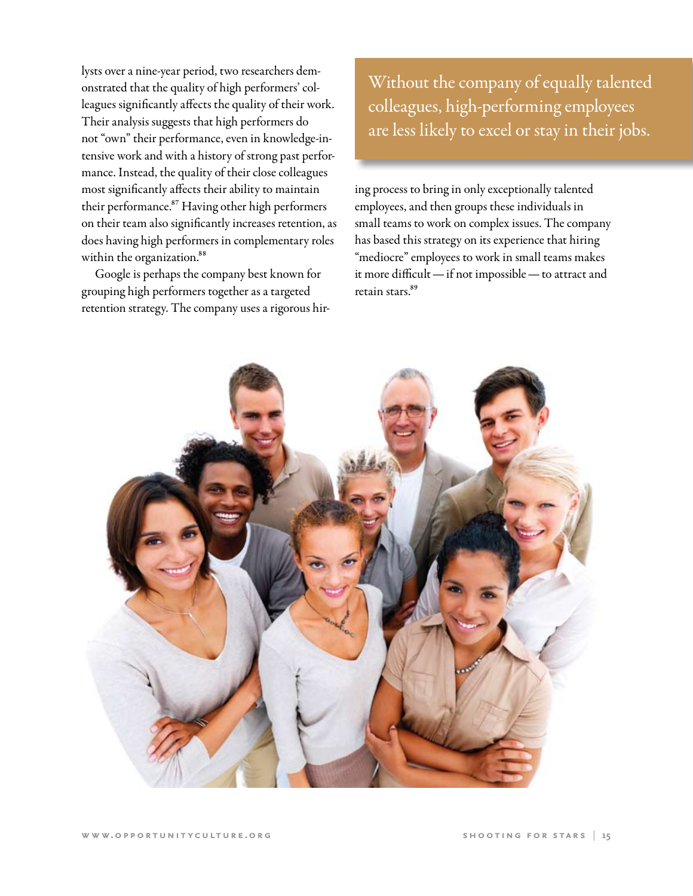lysts over a nine-year period, two researchers demonstrated that the quality of high performers' colleagues significantly affects the quality of their work. Their analysis suggests that high performers do not "own" their performance, even in knowledge-intensive work and with a history of strong past performance. Instead, the quality of their close colleagues most significantly affects their ability to maintain their performance.[87] Having other high performers on their team also significantly increases retention, as does having high performers in complementary roles within the organization.[88]

Google is perhaps the company best known for grouping high performers together as a targeted retention strategy. The company uses a rigorous hiring process to bring in only exceptionally talented employees, and then groups these individuals in small teams to work on complex issues. The company has based this strategy on its experience that hiring "mediocre" employees to work in small teams makes it more difficult — if not impossible — to attract and retain stars.[89]

> Without the company of equally talented colleagues, high-performing employees are less likely to excel or stay in their jobs.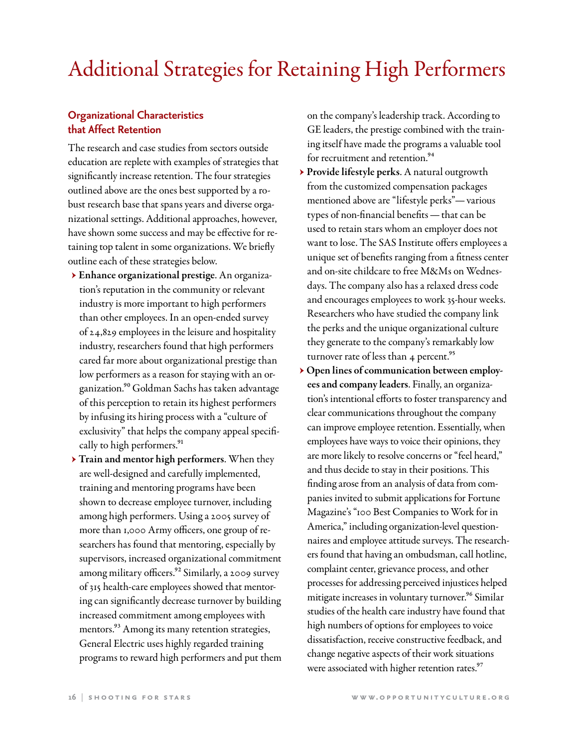# Additional Strategies for Retaining High Performers

## Organizational Characteristics that Affect Retention

The research and case studies from sectors outside education are replete with examples of strategies that significantly increase retention. The four strategies outlined above are the ones best supported by a robust research base that spans years and diverse organizational settings. Additional approaches, however, have shown some success and may be effective for retaining top talent in some organizations. We briefly outline each of these strategies below.

- **Enhance organizational prestige**. An organization's reputation in the community or relevant industry is more important to high performers than other employees. In an open-ended survey of 24,829 employees in the leisure and hospitality industry, researchers found that high performers cared far more about organizational prestige than low performers as a reason for staying with an organization.[90] Goldman Sachs has taken advantage of this perception to retain its highest performers by infusing its hiring process with a "culture of exclusivity" that helps the company appeal specifically to high performers.[91]
- **Train and mentor high performers**. When they are well-designed and carefully implemented, training and mentoring programs have been shown to decrease employee turnover, including among high performers. Using a 2005 survey of more than 1,000 Army officers, one group of researchers has found that mentoring, especially by supervisors, increased organizational commitment among military officers.[92] Similarly, a 2009 survey of 315 health-care employees showed that mentoring can significantly decrease turnover by building increased commitment among employees with mentors.[93] Among its many retention strategies, General Electric uses highly regarded training programs to reward high performers and put them on the company's leadership track. According to GE leaders, the prestige combined with the training itself have made the programs a valuable tool for recruitment and retention.[94]
- **Provide lifestyle perks**. A natural outgrowth from the customized compensation packages mentioned above are "lifestyle perks"— various types of non-financial benefits — that can be used to retain stars whom an employer does not want to lose. The SAS Institute offers employees a unique set of benefits ranging from a fitness center and on-site childcare to free M&Ms on Wednesdays. The company also has a relaxed dress code and encourages employees to work 35-hour weeks. Researchers who have studied the company link the perks and the unique organizational culture they generate to the company's remarkably low turnover rate of less than 4 percent.[95]
- **Open lines of communication between employees and company leaders**. Finally, an organization's intentional efforts to foster transparency and clear communications throughout the company can improve employee retention. Essentially, when employees have ways to voice their opinions, they are more likely to resolve concerns or "feel heard," and thus decide to stay in their positions. This finding arose from an analysis of data from companies invited to submit applications for Fortune Magazine's "100 Best Companies to Work for in America," including organization-level questionnaires and employee attitude surveys. The researchers found that having an ombudsman, call hotline, complaint center, grievance process, and other processes for addressing perceived injustices helped mitigate increases in voluntary turnover.[96] Similar studies of the health care industry have found that high numbers of options for employees to voice dissatisfaction, receive constructive feedback, and change negative aspects of their work situations were associated with higher retention rates.[97]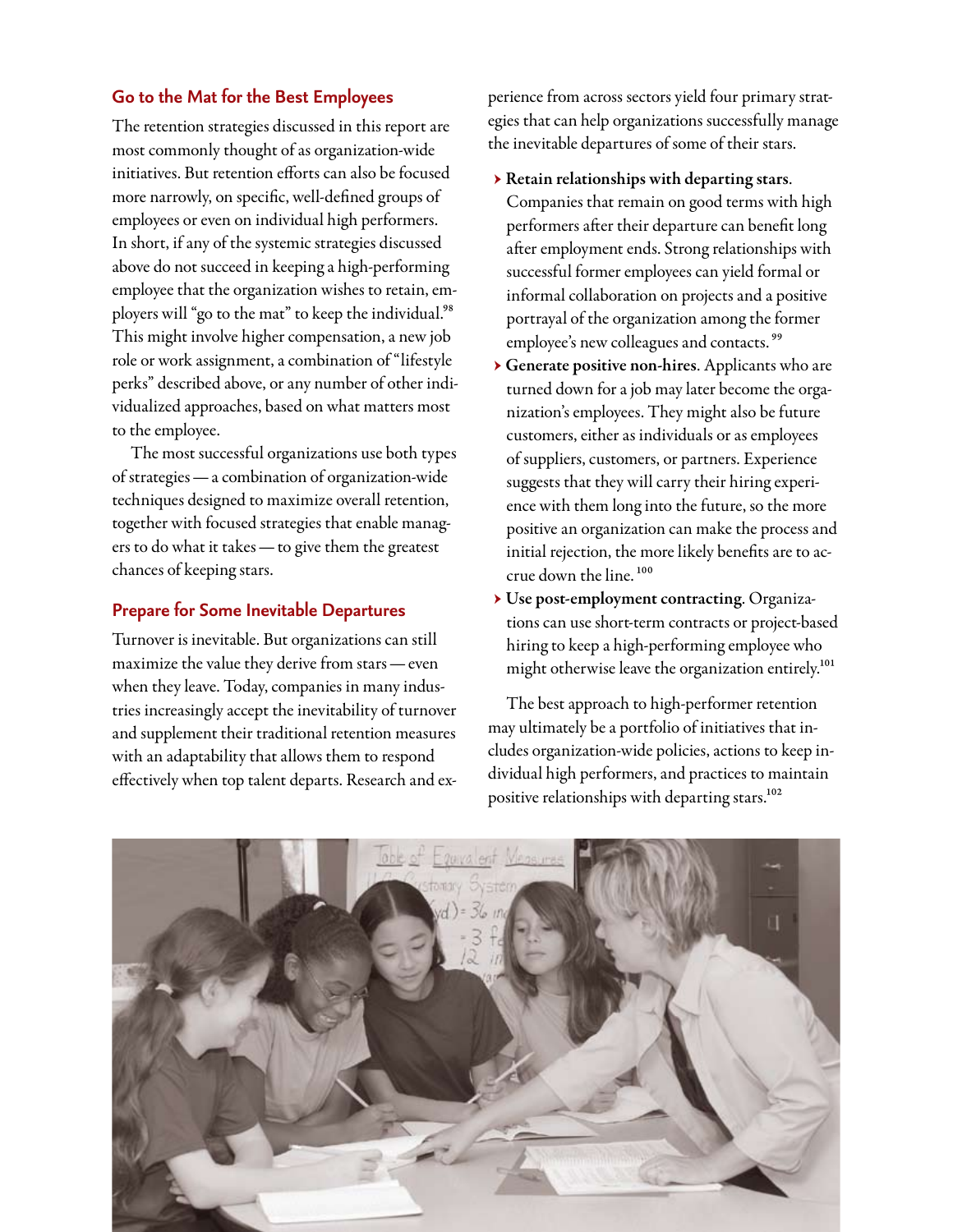## Go to the Mat for the Best Employees

The retention strategies discussed in this report are most commonly thought of as organization-wide initiatives. But retention efforts can also be focused more narrowly, on specific, well-defined groups of employees or even on individual high performers. In short, if any of the systemic strategies discussed above do not succeed in keeping a high-performing employee that the organization wishes to retain, employers will "go to the mat" to keep the individual.[98] This might involve higher compensation, a new job role or work assignment, a combination of "lifestyle perks" described above, or any number of other individualized approaches, based on what matters most to the employee.

The most successful organizations use both types of strategies — a combination of organization-wide techniques designed to maximize overall retention, together with focused strategies that enable managers to do what it takes — to give them the greatest chances of keeping stars.

## Prepare for Some Inevitable Departures

Turnover is inevitable. But organizations can still maximize the value they derive from stars — even when they leave. Today, companies in many industries increasingly accept the inevitability of turnover and supplement their traditional retention measures with an adaptability that allows them to respond effectively when top talent departs. Research and experience from across sectors yield four primary strategies that can help organizations successfully manage the inevitable departures of some of their stars.

- **Retain relationships with departing stars**. Companies that remain on good terms with high performers after their departure can benefit long after employment ends. Strong relationships with successful former employees can yield formal or informal collaboration on projects and a positive portrayal of the organization among the former employee's new colleagues and contacts.[99]
- **Generate positive non-hires**. Applicants who are turned down for a job may later become the organization's employees. They might also be future customers, either as individuals or as employees of suppliers, customers, or partners. Experience suggests that they will carry their hiring experience with them long into the future, so the more positive an organization can make the process and initial rejection, the more likely benefits are to accrue down the line.[100]
- **Use post-employment contracting**. Organizations can use short-term contracts or project-based hiring to keep a high-performing employee who might otherwise leave the organization entirely.[101]

The best approach to high-performer retention may ultimately be a portfolio of initiatives that includes organization-wide policies, actions to keep individual high performers, and practices to maintain positive relationships with departing stars.[102]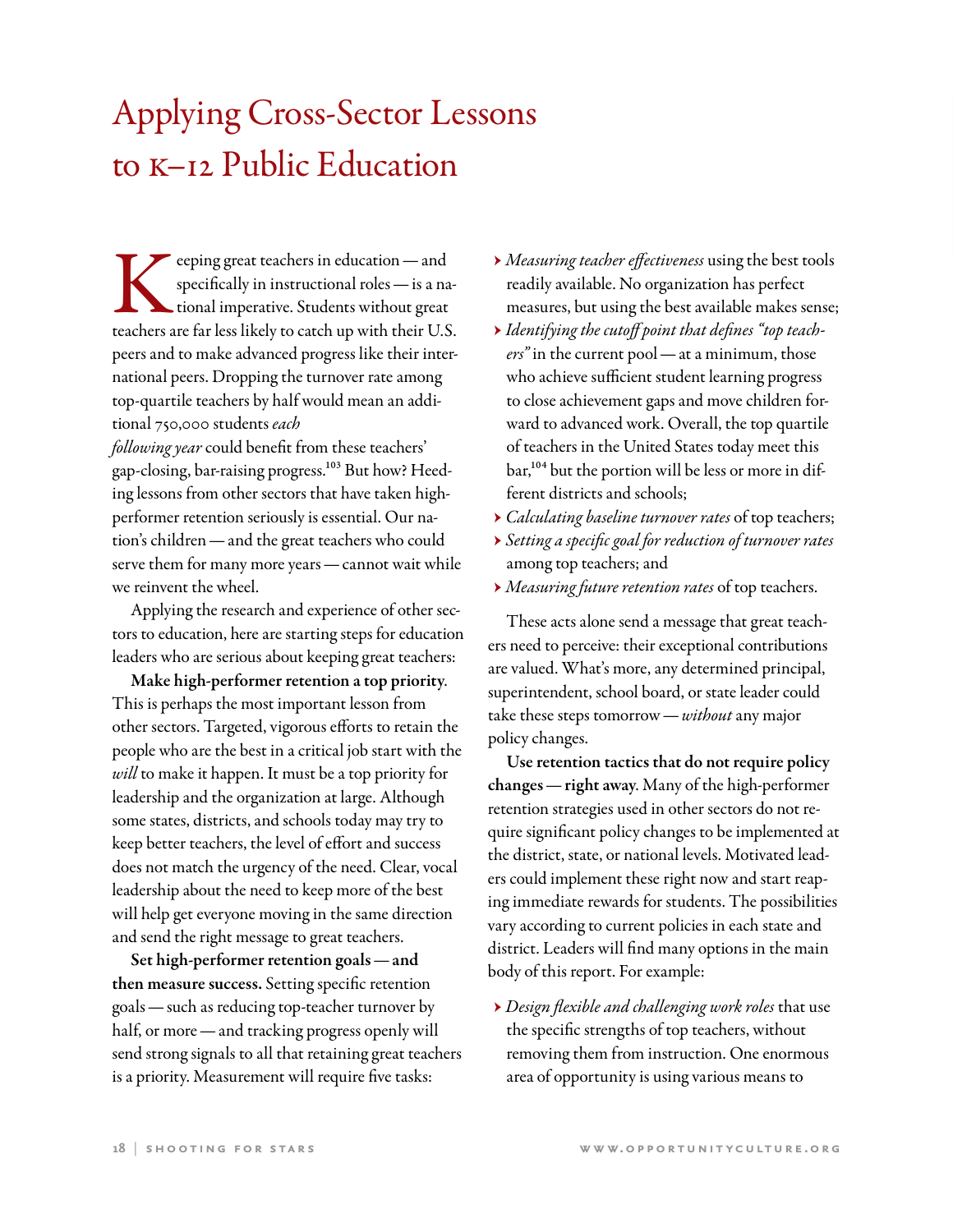# Applying Cross-Sector Lessons to K–12 Public Education

Keeping great teachers in education — and specifically in instructional roles — is a national imperative. Students without great teachers are far less likely to catch up with their U.S. peers and to make advanced progress like their international peers. Dropping the turnover rate among top-quartile teachers by half would mean an additional 750,000 students *each following year* could benefit from these teachers' gap-closing, bar-raising progress.[103] But how? Heeding lessons from other sectors that have taken high-performer retention seriously is essential. Our nation's children — and the great teachers who could serve them for many more years — cannot wait while we reinvent the wheel.

Applying the research and experience of other sectors to education, here are starting steps for education leaders who are serious about keeping great teachers:

**Make high-performer retention a top priority**. This is perhaps the most important lesson from other sectors. Targeted, vigorous efforts to retain the people who are the best in a critical job start with the *will* to make it happen. It must be a top priority for leadership and the organization at large. Although some states, districts, and schools today may try to keep better teachers, the level of effort and success does not match the urgency of the need. Clear, vocal leadership about the need to keep more of the best will help get everyone moving in the same direction and send the right message to great teachers.

**Set high-performer retention goals — and then measure success.** Setting specific retention goals — such as reducing top-teacher turnover by half, or more — and tracking progress openly will send strong signals to all that retaining great teachers is a priority. Measurement will require five tasks:

- *Measuring teacher effectiveness* using the best tools readily available. No organization has perfect measures, but using the best available makes sense;
- *Identifying the cutoff point that defines "top teachers"* in the current pool — at a minimum, those who achieve sufficient student learning progress to close achievement gaps and move children forward to advanced work. Overall, the top quartile of teachers in the United States today meet this bar,[104] but the portion will be less or more in different districts and schools;
- *Calculating baseline turnover rates* of top teachers;
- *Setting a specific goal for reduction of turnover rates* among top teachers; and
- *Measuring future retention rates* of top teachers.

These acts alone send a message that great teachers need to perceive: their exceptional contributions are valued. What's more, any determined principal, superintendent, school board, or state leader could take these steps tomorrow — *without* any major policy changes.

**Use retention tactics that do not require policy changes — right away**. Many of the high-performer retention strategies used in other sectors do not require significant policy changes to be implemented at the district, state, or national levels. Motivated leaders could implement these right now and start reaping immediate rewards for students. The possibilities vary according to current policies in each state and district. Leaders will find many options in the main body of this report. For example:

- *Design flexible and challenging work roles* that use the specific strengths of top teachers, without removing them from instruction. One enormous area of opportunity is using various means to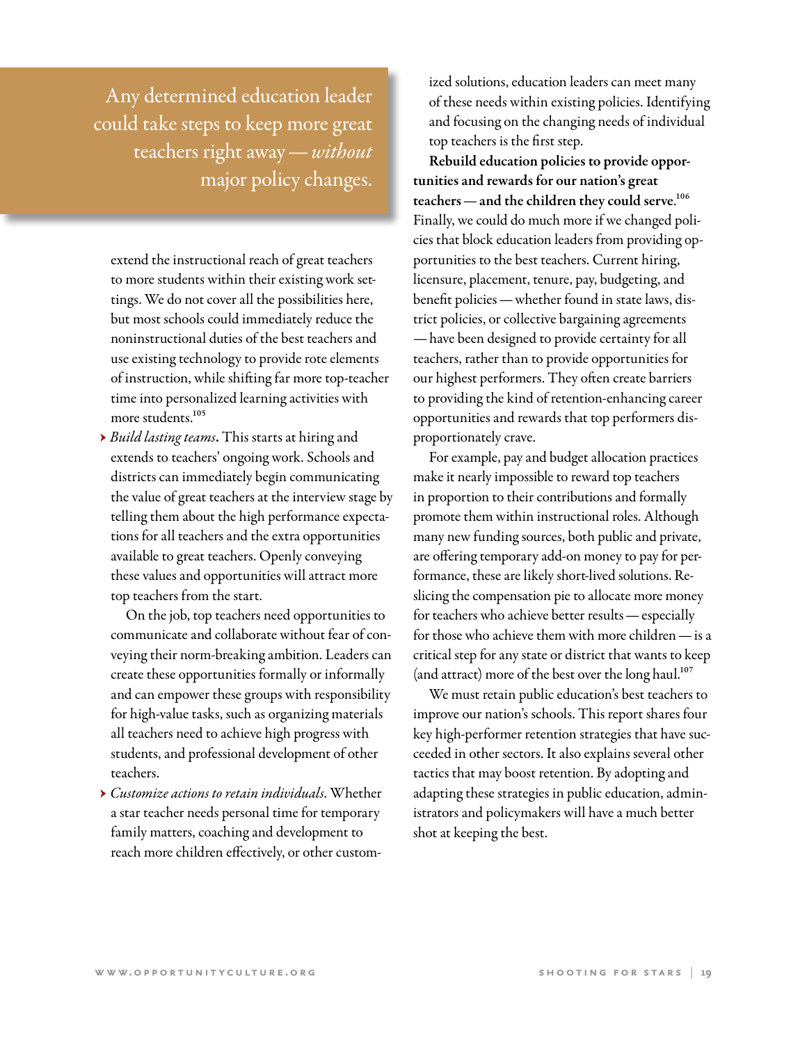> Any determined education leader could take steps to keep more great teachers right away — *without* major policy changes.

extend the instructional reach of great teachers to more students within their existing work settings. We do not cover all the possibilities here, but most schools could immediately reduce the noninstructional duties of the best teachers and use existing technology to provide rote elements of instruction, while shifting far more top-teacher time into personalized learning activities with more students.[105]

- *Build lasting teams*. This starts at hiring and extends to teachers' ongoing work. Schools and districts can immediately begin communicating the value of great teachers at the interview stage by telling them about the high performance expectations for all teachers and the extra opportunities available to great teachers. Openly conveying these values and opportunities will attract more top teachers from the start.

  On the job, top teachers need opportunities to communicate and collaborate without fear of conveying their norm-breaking ambition. Leaders can create these opportunities formally or informally and can empower these groups with responsibility for high-value tasks, such as organizing materials all teachers need to achieve high progress with students, and professional development of other teachers.

- *Customize actions to retain individuals*. Whether a star teacher needs personal time for temporary family matters, coaching and development to reach more children effectively, or other customized solutions, education leaders can meet many of these needs within existing policies. Identifying and focusing on the changing needs of individual top teachers is the first step.

**Rebuild education policies to provide opportunities and rewards for our nation's great teachers — and the children they could serve.**[106] Finally, we could do much more if we changed policies that block education leaders from providing opportunities to the best teachers. Current hiring, licensure, placement, tenure, pay, budgeting, and benefit policies — whether found in state laws, district policies, or collective bargaining agreements — have been designed to provide certainty for all teachers, rather than to provide opportunities for our highest performers. They often create barriers to providing the kind of retention-enhancing career opportunities and rewards that top performers disproportionately crave.

For example, pay and budget allocation practices make it nearly impossible to reward top teachers in proportion to their contributions and formally promote them within instructional roles. Although many new funding sources, both public and private, are offering temporary add-on money to pay for performance, these are likely short-lived solutions. Reslicing the compensation pie to allocate more money for teachers who achieve better results — especially for those who achieve them with more children — is a critical step for any state or district that wants to keep (and attract) more of the best over the long haul.[107]

We must retain public education's best teachers to improve our nation's schools. This report shares four key high-performer retention strategies that have succeeded in other sectors. It also explains several other tactics that may boost retention. By adopting and adapting these strategies in public education, administrators and policymakers will have a much better shot at keeping the best.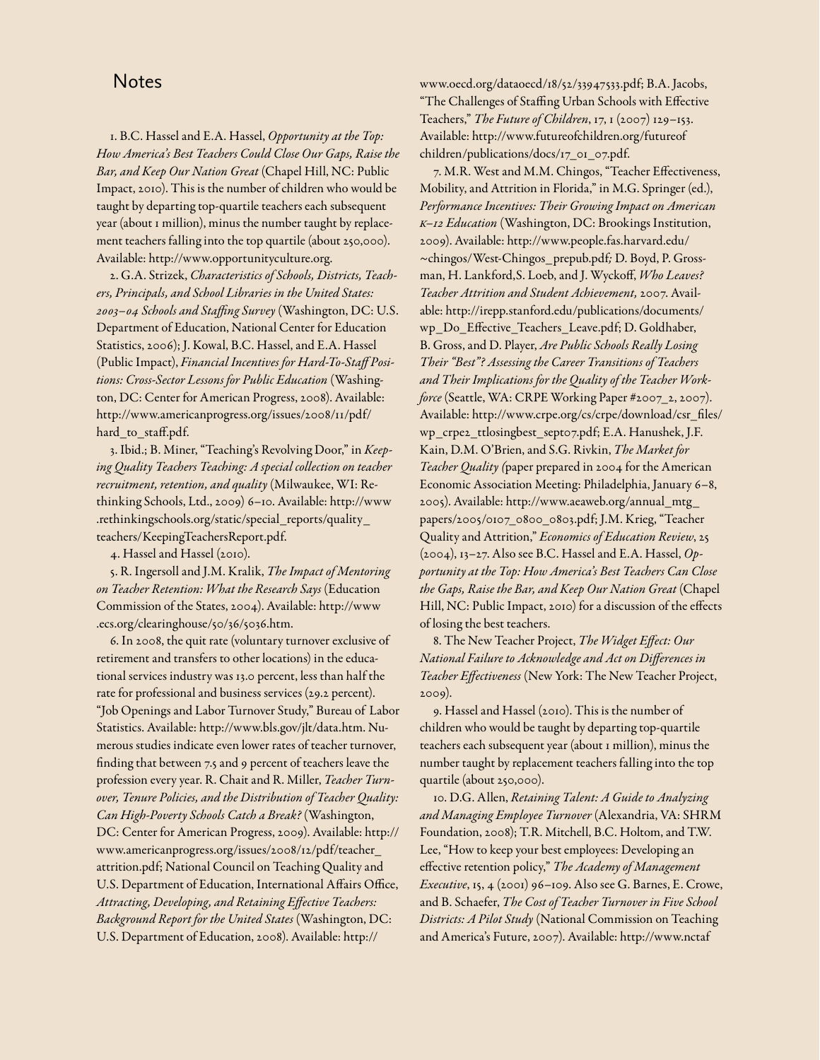## Notes

1. B.C. Hassel and E.A. Hassel, *Opportunity at the Top: How America's Best Teachers Could Close Our Gaps, Raise the Bar, and Keep Our Nation Great* (Chapel Hill, NC: Public Impact, 2010). This is the number of children who would be taught by departing top-quartile teachers each subsequent year (about 1 million), minus the number taught by replacement teachers falling into the top quartile (about 250,000). Available: http://www.opportunityculture.org.

2. G.A. Strizek, *Characteristics of Schools, Districts, Teachers, Principals, and School Libraries in the United States: 2003–04 Schools and Staffing Survey* (Washington, DC: U.S. Department of Education, National Center for Education Statistics, 2006); J. Kowal, B.C. Hassel, and E.A. Hassel (Public Impact), *Financial Incentives for Hard-To-Staff Positions: Cross-Sector Lessons for Public Education* (Washington, DC: Center for American Progress, 2008). Available: http://www.americanprogress.org/issues/2008/11/pdf/hard_to_staff.pdf.

3. Ibid.; B. Miner, "Teaching's Revolving Door," in *Keeping Quality Teachers Teaching: A special collection on teacher recruitment, retention, and quality* (Milwaukee, WI: Rethinking Schools, Ltd., 2009) 6–10. Available: http://www.rethinkingschools.org/static/special_reports/quality_teachers/KeepingTeachersReport.pdf.

4. Hassel and Hassel (2010).

5. R. Ingersoll and J.M. Kralik, *The Impact of Mentoring on Teacher Retention: What the Research Says* (Education Commission of the States, 2004). Available: http://www.ecs.org/clearinghouse/50/36/5036.htm.

6. In 2008, the quit rate (voluntary turnover exclusive of retirement and transfers to other locations) in the educational services industry was 13.0 percent, less than half the rate for professional and business services (29.2 percent). "Job Openings and Labor Turnover Study," Bureau of Labor Statistics. Available: http://www.bls.gov/jlt/data.htm. Numerous studies indicate even lower rates of teacher turnover, finding that between 7.5 and 9 percent of teachers leave the profession every year. R. Chait and R. Miller, *Teacher Turnover, Tenure Policies, and the Distribution of Teacher Quality: Can High-Poverty Schools Catch a Break?* (Washington, DC: Center for American Progress, 2009). Available: http://www.americanprogress.org/issues/2008/12/pdf/teacher_attrition.pdf; National Council on Teaching Quality and U.S. Department of Education, International Affairs Office, *Attracting, Developing, and Retaining Effective Teachers: Background Report for the United States* (Washington, DC: U.S. Department of Education, 2008). Available: http://www.oecd.org/dataoecd/18/52/33947533.pdf; B.A. Jacobs, "The Challenges of Staffing Urban Schools with Effective Teachers," *The Future of Children*, 17, 1 (2007) 129–153. Available: http://www.futureofchildren.org/futureofchildren/publications/docs/17_01_07.pdf.

7. M.R. West and M.M. Chingos, "Teacher Effectiveness, Mobility, and Attrition in Florida," in M.G. Springer (ed.), *Performance Incentives: Their Growing Impact on American K–12 Education* (Washington, DC: Brookings Institution, 2009). Available: http://www.people.fas.harvard.edu/~chingos/West-Chingos_prepub.pdf; D. Boyd, P. Grossman, H. Lankford, S. Loeb, and J. Wyckoff, *Who Leaves? Teacher Attrition and Student Achievement,* 2007. Available: http://irepp.stanford.edu/publications/documents/wp_Do_Effective_Teachers_Leave.pdf; D. Goldhaber, B. Gross, and D. Player, *Are Public Schools Really Losing Their "Best"? Assessing the Career Transitions of Teachers and Their Implications for the Quality of the Teacher Workforce* (Seattle, WA: CRPE Working Paper #2007_2, 2007). Available: http://www.crpe.org/cs/crpe/download/csr_files/wp_crpe2_ttlosingbest_sept07.pdf; E.A. Hanushek, J.F. Kain, D.M. O'Brien, and S.G. Rivkin, *The Market for Teacher Quality* (paper prepared in 2004 for the American Economic Association Meeting: Philadelphia, January 6–8, 2005). Available: http://www.aeaweb.org/annual_mtg_papers/2005/0107_0800_0803.pdf; J.M. Krieg, "Teacher Quality and Attrition," *Economics of Education Review*, 25 (2004), 13–27. Also see B.C. Hassel and E.A. Hassel, *Opportunity at the Top: How America's Best Teachers Can Close the Gaps, Raise the Bar, and Keep Our Nation Great* (Chapel Hill, NC: Public Impact, 2010) for a discussion of the effects of losing the best teachers.

8. The New Teacher Project, *The Widget Effect: Our National Failure to Acknowledge and Act on Differences in Teacher Effectiveness* (New York: The New Teacher Project, 2009).

9. Hassel and Hassel (2010). This is the number of children who would be taught by departing top-quartile teachers each subsequent year (about 1 million), minus the number taught by replacement teachers falling into the top quartile (about 250,000).

10. D.G. Allen, *Retaining Talent: A Guide to Analyzing and Managing Employee Turnover* (Alexandria, VA: SHRM Foundation, 2008); T.R. Mitchell, B.C. Holtom, and T.W. Lee, "How to keep your best employees: Developing an effective retention policy," *The Academy of Management Executive*, 15, 4 (2001) 96–109. Also see G. Barnes, E. Crowe, and B. Schaefer, *The Cost of Teacher Turnover in Five School Districts: A Pilot Study* (National Commission on Teaching and America's Future, 2007). Available: http://www.nctaf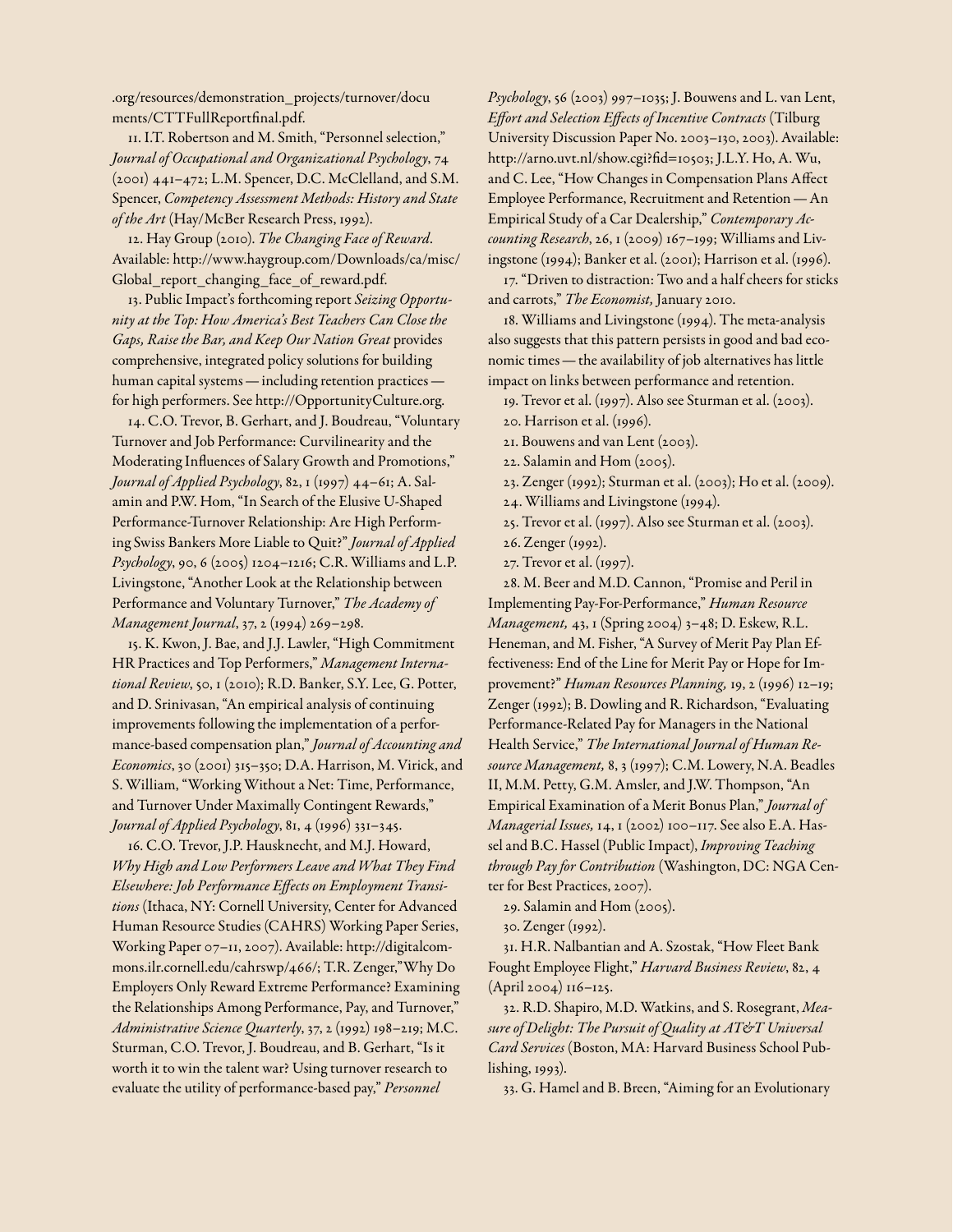.org/resources/demonstration_projects/turnover/documents/CTTFullReportfinal.pdf.

11. I.T. Robertson and M. Smith, "Personnel selection," *Journal of Occupational and Organizational Psychology*, 74 (2001) 441–472; L.M. Spencer, D.C. McClelland, and S.M. Spencer, *Competency Assessment Methods: History and State of the Art* (Hay/McBer Research Press, 1992).

12. Hay Group (2010). *The Changing Face of Reward*. Available: http://www.haygroup.com/Downloads/ca/misc/Global_report_changing_face_of_reward.pdf.

13. Public Impact's forthcoming report *Seizing Opportunity at the Top: How America's Best Teachers Can Close the Gaps, Raise the Bar, and Keep Our Nation Great* provides comprehensive, integrated policy solutions for building human capital systems — including retention practices — for high performers. See http://OpportunityCulture.org.

14. C.O. Trevor, B. Gerhart, and J. Boudreau, "Voluntary Turnover and Job Performance: Curvilinearity and the Moderating Influences of Salary Growth and Promotions," *Journal of Applied Psychology*, 82, 1 (1997) 44–61; A. Salamin and P.W. Hom, "In Search of the Elusive U-Shaped Performance-Turnover Relationship: Are High Performing Swiss Bankers More Liable to Quit?" *Journal of Applied Psychology*, 90, 6 (2005) 1204–1216; C.R. Williams and L.P. Livingstone, "Another Look at the Relationship between Performance and Voluntary Turnover," *The Academy of Management Journal*, 37, 2 (1994) 269–298.

15. K. Kwon, J. Bae, and J.J. Lawler, "High Commitment HR Practices and Top Performers," *Management International Review*, 50, 1 (2010); R.D. Banker, S.Y. Lee, G. Potter, and D. Srinivasan, "An empirical analysis of continuing improvements following the implementation of a performance-based compensation plan," *Journal of Accounting and Economics*, 30 (2001) 315–350; D.A. Harrison, M. Virick, and S. William, "Working Without a Net: Time, Performance, and Turnover Under Maximally Contingent Rewards," *Journal of Applied Psychology*, 81, 4 (1996) 331–345.

16. C.O. Trevor, J.P. Hausknecht, and M.J. Howard, *Why High and Low Performers Leave and What They Find Elsewhere: Job Performance Effects on Employment Transitions* (Ithaca, NY: Cornell University, Center for Advanced Human Resource Studies (CAHRS) Working Paper Series, Working Paper 07–11, 2007). Available: http://digitalcommons.ilr.cornell.edu/cahrswp/466/; T.R. Zenger,"Why Do Employers Only Reward Extreme Performance? Examining the Relationships Among Performance, Pay, and Turnover," *Administrative Science Quarterly*, 37, 2 (1992) 198–219; M.C. Sturman, C.O. Trevor, J. Boudreau, and B. Gerhart, "Is it worth it to win the talent war? Using turnover research to evaluate the utility of performance-based pay," *Personnel Psychology*, 56 (2003) 997–1035; J. Bouwens and L. van Lent, *Effort and Selection Effects of Incentive Contracts* (Tilburg University Discussion Paper No. 2003–130, 2003). Available: http://arno.uvt.nl/show.cgi?fid=10503; J.L.Y. Ho, A. Wu, and C. Lee, "How Changes in Compensation Plans Affect Employee Performance, Recruitment and Retention — An Empirical Study of a Car Dealership," *Contemporary Accounting Research*, 26, 1 (2009) 167–199; Williams and Livingstone (1994); Banker et al. (2001); Harrison et al. (1996).

17. "Driven to distraction: Two and a half cheers for sticks and carrots," *The Economist,* January 2010.

18. Williams and Livingstone (1994). The meta-analysis also suggests that this pattern persists in good and bad economic times — the availability of job alternatives has little impact on links between performance and retention.

19. Trevor et al. (1997). Also see Sturman et al. (2003).

20. Harrison et al. (1996).

21. Bouwens and van Lent (2003).

22. Salamin and Hom (2005).

23. Zenger (1992); Sturman et al. (2003); Ho et al. (2009).

24. Williams and Livingstone (1994).

25. Trevor et al. (1997). Also see Sturman et al. (2003).

26. Zenger (1992).

27. Trevor et al. (1997).

28. M. Beer and M.D. Cannon, "Promise and Peril in Implementing Pay-For-Performance," *Human Resource Management,* 43, 1 (Spring 2004) 3–48; D. Eskew, R.L. Heneman, and M. Fisher, "A Survey of Merit Pay Plan Effectiveness: End of the Line for Merit Pay or Hope for Improvement?" *Human Resources Planning,* 19, 2 (1996) 12–19; Zenger (1992); B. Dowling and R. Richardson, "Evaluating Performance-Related Pay for Managers in the National Health Service," *The International Journal of Human Resource Management,* 8, 3 (1997); C.M. Lowery, N.A. Beadles II, M.M. Petty, G.M. Amsler, and J.W. Thompson, "An Empirical Examination of a Merit Bonus Plan," *Journal of Managerial Issues,* 14, 1 (2002) 100–117. See also E.A. Hassel and B.C. Hassel (Public Impact), *Improving Teaching through Pay for Contribution* (Washington, DC: NGA Center for Best Practices, 2007).

29. Salamin and Hom (2005).

30. Zenger (1992).

31. H.R. Nalbantian and A. Szostak, "How Fleet Bank Fought Employee Flight," *Harvard Business Review*, 82, 4 (April 2004) 116–125.

32. R.D. Shapiro, M.D. Watkins, and S. Rosegrant, *Measure of Delight: The Pursuit of Quality at AT&T Universal Card Services* (Boston, MA: Harvard Business School Publishing, 1993).

33. G. Hamel and B. Breen, "Aiming for an Evolutionary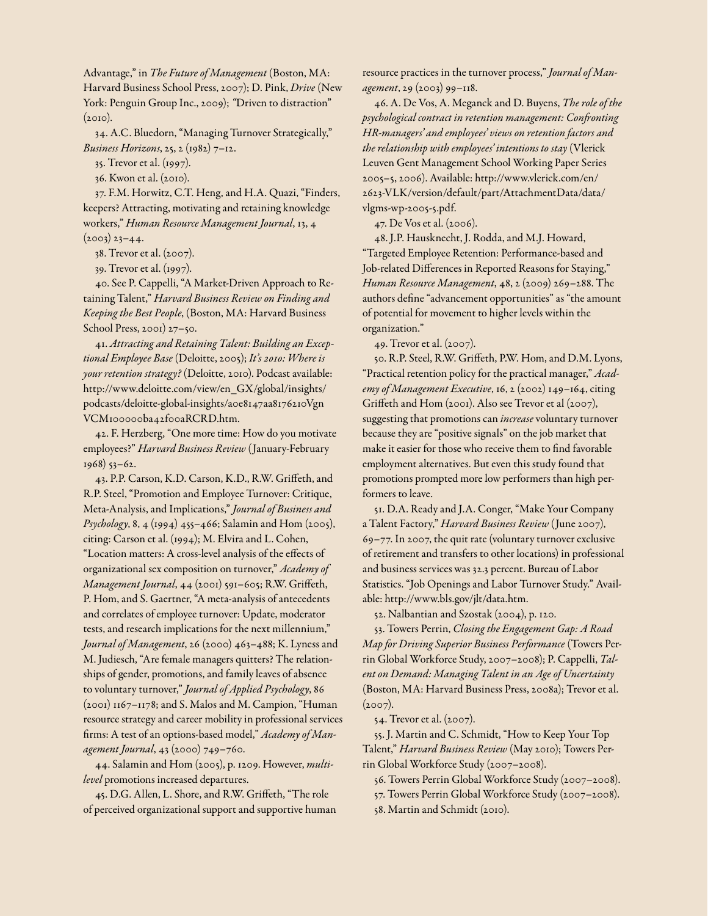Advantage," in *The Future of Management* (Boston, MA: Harvard Business School Press, 2007); D. Pink, *Drive* (New York: Penguin Group Inc., 2009); "Driven to distraction" (2010).

34. A.C. Bluedorn, "Managing Turnover Strategically," *Business Horizons*, 25, 2 (1982) 7–12.

35. Trevor et al. (1997).

36. Kwon et al. (2010).

37. F.M. Horwitz, C.T. Heng, and H.A. Quazi, "Finders, keepers? Attracting, motivating and retaining knowledge workers," *Human Resource Management Journal*, 13, 4 (2003) 23–44.

38. Trevor et al. (2007).

39. Trevor et al. (1997).

40. See P. Cappelli, "A Market-Driven Approach to Retaining Talent," *Harvard Business Review on Finding and Keeping the Best People*, (Boston, MA: Harvard Business School Press, 2001) 27–50.

41. *Attracting and Retaining Talent: Building an Exceptional Employee Base* (Deloitte, 2005); *It's 2010: Where is your retention strategy?* (Deloitte, 2010). Podcast available: http://www.deloitte.com/view/en_GX/global/insights/podcasts/deloitte-global-insights/a0e8147aa8176210VgnVCM100000ba42f00aRCRD.htm.

42. F. Herzberg, "One more time: How do you motivate employees?" *Harvard Business Review* (January-February 1968) 53–62.

43. P.P. Carson, K.D. Carson, K.D., R.W. Griffeth, and R.P. Steel, "Promotion and Employee Turnover: Critique, Meta-Analysis, and Implications," *Journal of Business and Psychology*, 8, 4 (1994) 455–466; Salamin and Hom (2005), citing: Carson et al. (1994); M. Elvira and L. Cohen, "Location matters: A cross-level analysis of the effects of organizational sex composition on turnover," *Academy of Management Journal*, 44 (2001) 591–605; R.W. Griffeth, P. Hom, and S. Gaertner, "A meta-analysis of antecedents and correlates of employee turnover: Update, moderator tests, and research implications for the next millennium," *Journal of Management*, 26 (2000) 463–488; K. Lyness and M. Judiesch, "Are female managers quitters? The relationships of gender, promotions, and family leaves of absence to voluntary turnover," *Journal of Applied Psychology*, 86 (2001) 1167–1178; and S. Malos and M. Campion, "Human resource strategy and career mobility in professional services firms: A test of an options-based model," *Academy of Management Journal*, 43 (2000) 749–760.

44. Salamin and Hom (2005), p. 1209. However, *multi-level* promotions increased departures.

45. D.G. Allen, L. Shore, and R.W. Griffeth, "The role of perceived organizational support and supportive human resource practices in the turnover process," *Journal of Management*, 29 (2003) 99–118.

46. A. De Vos, A. Meganck and D. Buyens, *The role of the psychological contract in retention management: Confronting HR-managers' and employees' views on retention factors and the relationship with employees' intentions to stay* (Vlerick Leuven Gent Management School Working Paper Series 2005–5, 2006). Available: http://www.vlerick.com/en/2623-VLK/version/default/part/AttachmentData/data/vlgms-wp-2005-5.pdf.

47. De Vos et al. (2006).

48. J.P. Hausknecht, J. Rodda, and M.J. Howard, "Targeted Employee Retention: Performance-based and Job-related Differences in Reported Reasons for Staying," *Human Resource Management*, 48, 2 (2009) 269–288. The authors define "advancement opportunities" as "the amount of potential for movement to higher levels within the organization."

49. Trevor et al. (2007).

50. R.P. Steel, R.W. Griffeth, P.W. Hom, and D.M. Lyons, "Practical retention policy for the practical manager," *Academy of Management Executive*, 16, 2 (2002) 149–164, citing Griffeth and Hom (2001). Also see Trevor et al (2007), suggesting that promotions can *increase* voluntary turnover because they are "positive signals" on the job market that make it easier for those who receive them to find favorable employment alternatives. But even this study found that promotions prompted more low performers than high performers to leave.

51. D.A. Ready and J.A. Conger, "Make Your Company a Talent Factory," *Harvard Business Review* (June 2007), 69–77. In 2007, the quit rate (voluntary turnover exclusive of retirement and transfers to other locations) in professional and business services was 32.3 percent. Bureau of Labor Statistics. "Job Openings and Labor Turnover Study." Available: http://www.bls.gov/jlt/data.htm.

52. Nalbantian and Szostak (2004), p. 120.

53. Towers Perrin, *Closing the Engagement Gap: A Road Map for Driving Superior Business Performance* (Towers Perrin Global Workforce Study, 2007–2008); P. Cappelli, *Talent on Demand: Managing Talent in an Age of Uncertainty* (Boston, MA: Harvard Business Press, 2008a); Trevor et al. (2007).

54. Trevor et al. (2007).

55. J. Martin and C. Schmidt, "How to Keep Your Top Talent," *Harvard Business Review* (May 2010); Towers Perrin Global Workforce Study (2007–2008).

56. Towers Perrin Global Workforce Study (2007–2008).

57. Towers Perrin Global Workforce Study (2007–2008).

58. Martin and Schmidt (2010).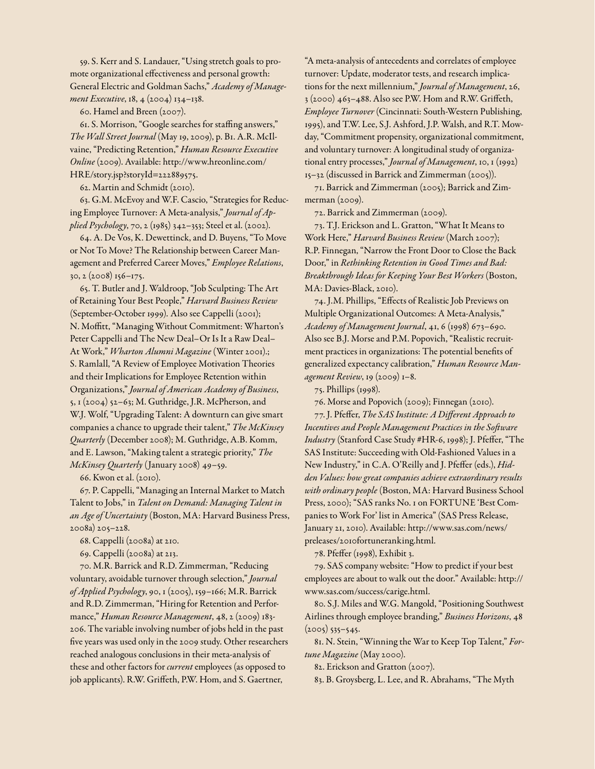59. S. Kerr and S. Landauer, "Using stretch goals to promote organizational effectiveness and personal growth: General Electric and Goldman Sachs," *Academy of Management Executive*, 18, 4 (2004) 134–138.

60. Hamel and Breen (2007).

61. S. Morrison, "Google searches for staffing answers," *The Wall Street Journal* (May 19, 2009), p. B1. A.R. McIlvaine, "Predicting Retention," *Human Resource Executive Online* (2009). Available: http://www.hreonline.com/HRE/story.jsp?storyId=222889575.

62. Martin and Schmidt (2010).

63. G.M. McEvoy and W.F. Cascio, "Strategies for Reducing Employee Turnover: A Meta-analysis," *Journal of Applied Psychology*, 70, 2 (1985) 342–353; Steel et al. (2002).

64. A. De Vos, K. Dewettinck, and D. Buyens, "To Move or Not To Move? The Relationship between Career Management and Preferred Career Moves," *Employee Relations*, 30, 2 (2008) 156–175.

65. T. Butler and J. Waldroop, "Job Sculpting: The Art of Retaining Your Best People," *Harvard Business Review* (September-October 1999). Also see Cappelli (2001); N. Moffitt, "Managing Without Commitment: Wharton's Peter Cappelli and The New Deal–Or Is It a Raw Deal–At Work," *Wharton Alumni Magazine* (Winter 2001).; S. Ramlall, "A Review of Employee Motivation Theories and their Implications for Employee Retention within Organizations," *Journal of American Academy of Business*, 5, 1 (2004) 52–63; M. Guthridge, J.R. McPherson, and W.J. Wolf, "Upgrading Talent: A downturn can give smart companies a chance to upgrade their talent," *The McKinsey Quarterly* (December 2008); M. Guthridge, A.B. Komm, and E. Lawson, "Making talent a strategic priority," *The McKinsey Quarterly* (January 2008) 49–59.

66. Kwon et al. (2010).

67. P. Cappelli, "Managing an Internal Market to Match Talent to Jobs," in *Talent on Demand: Managing Talent in an Age of Uncertainty* (Boston, MA: Harvard Business Press, 2008a) 205–228.

68. Cappelli (2008a) at 210.

69. Cappelli (2008a) at 213.

70. M.R. Barrick and R.D. Zimmerman, "Reducing voluntary, avoidable turnover through selection," *Journal of Applied Psychology*, 90, 1 (2005), 159–166; M.R. Barrick and R.D. Zimmerman, "Hiring for Retention and Performance," *Human Resource Management*, 48, 2 (2009) 183-206. The variable involving number of jobs held in the past five years was used only in the 2009 study. Other researchers reached analogous conclusions in their meta-analysis of these and other factors for *current* employees (as opposed to job applicants). R.W. Griffeth, P.W. Hom, and S. Gaertner, "A meta-analysis of antecedents and correlates of employee turnover: Update, moderator tests, and research implications for the next millennium," *Journal of Management*, 26, 3 (2000) 463–488. Also see P.W. Hom and R.W. Griffeth, *Employee Turnover* (Cincinnati: South-Western Publishing, 1995), and T.W. Lee, S.J. Ashford, J.P. Walsh, and R.T. Mowday, "Commitment propensity, organizational commitment, and voluntary turnover: A longitudinal study of organizational entry processes," *Journal of Management*, 10, 1 (1992) 15–32 (discussed in Barrick and Zimmerman (2005)).

71. Barrick and Zimmerman (2005); Barrick and Zimmerman (2009).

72. Barrick and Zimmerman (2009).

73. T.J. Erickson and L. Gratton, "What It Means to Work Here," *Harvard Business Review* (March 2007); R.P. Finnegan, "Narrow the Front Door to Close the Back Door," in *Rethinking Retention in Good Times and Bad: Breakthrough Ideas for Keeping Your Best Workers* (Boston, MA: Davies-Black, 2010).

74. J.M. Phillips, "Effects of Realistic Job Previews on Multiple Organizational Outcomes: A Meta-Analysis," *Academy of Management Journal*, 41, 6 (1998) 673–690. Also see B.J. Morse and P.M. Popovich, "Realistic recruitment practices in organizations: The potential benefits of generalized expectancy calibration," *Human Resource Management Review*, 19 (2009) 1–8.

75. Phillips (1998).

76. Morse and Popovich (2009); Finnegan (2010).

77. J. Pfeffer, *The SAS Institute: A Different Approach to Incentives and People Management Practices in the Software Industry* (Stanford Case Study #HR-6, 1998); J. Pfeffer, "The SAS Institute: Succeeding with Old-Fashioned Values in a New Industry," in C.A. O'Reilly and J. Pfeffer (eds.), *Hidden Values: how great companies achieve extraordinary results with ordinary people* (Boston, MA: Harvard Business School Press, 2000); "SAS ranks No. 1 on FORTUNE 'Best Companies to Work For' list in America" (SAS Press Release, January 21, 2010). Available: http://www.sas.com/news/preleases/2010fortuneranking.html.

78. Pfeffer (1998), Exhibit 3.

79. SAS company website: "How to predict if your best employees are about to walk out the door." Available: http://www.sas.com/success/carige.html.

80. S.J. Miles and W.G. Mangold, "Positioning Southwest Airlines through employee branding," *Business Horizons*, 48 (2005) 535–545.

81. N. Stein, "Winning the War to Keep Top Talent," *Fortune Magazine* (May 2000).

82. Erickson and Gratton (2007).

83. B. Groysberg, L. Lee, and R. Abrahams, "The Myth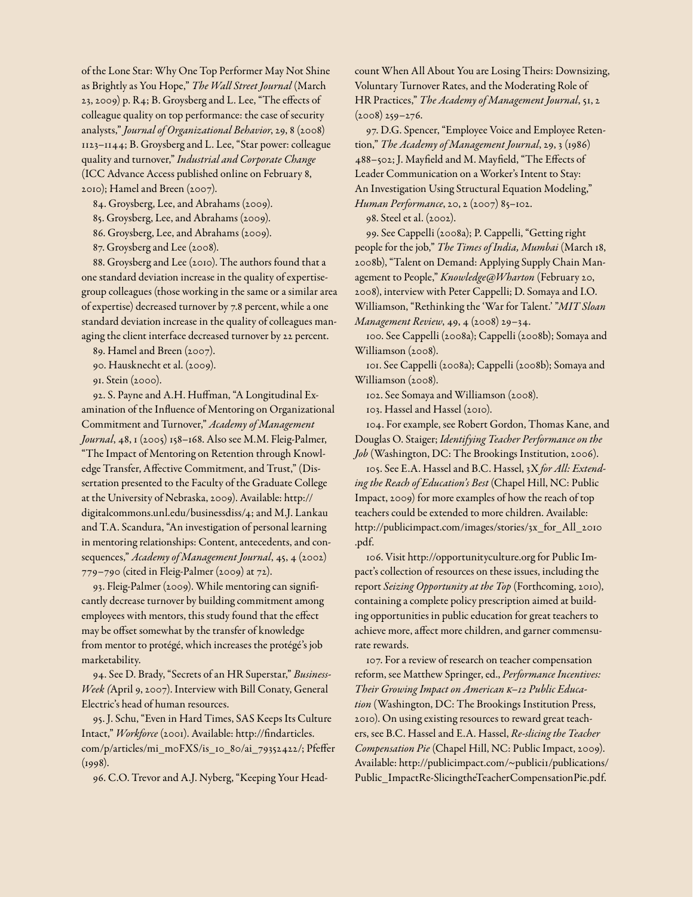of the Lone Star: Why One Top Performer May Not Shine as Brightly as You Hope," *The Wall Street Journal* (March 23, 2009) p. R4; B. Groysberg and L. Lee, "The effects of colleague quality on top performance: the case of security analysts," *Journal of Organizational Behavior*, 29, 8 (2008) 1123–1144; B. Groysberg and L. Lee, "Star power: colleague quality and turnover," *Industrial and Corporate Change* (ICC Advance Access published online on February 8, 2010); Hamel and Breen (2007).

84. Groysberg, Lee, and Abrahams (2009).

85. Groysberg, Lee, and Abrahams (2009).

86. Groysberg, Lee, and Abrahams (2009).

87. Groysberg and Lee (2008).

88. Groysberg and Lee (2010). The authors found that a one standard deviation increase in the quality of expertise-group colleagues (those working in the same or a similar area of expertise) decreased turnover by 7.8 percent, while a one standard deviation increase in the quality of colleagues managing the client interface decreased turnover by 22 percent.

89. Hamel and Breen (2007).

90. Hausknecht et al. (2009).

91. Stein (2000).

92. S. Payne and A.H. Huffman, "A Longitudinal Examination of the Influence of Mentoring on Organizational Commitment and Turnover," *Academy of Management Journal*, 48, 1 (2005) 158–168. Also see M.M. Fleig-Palmer, "The Impact of Mentoring on Retention through Knowledge Transfer, Affective Commitment, and Trust," (Dissertation presented to the Faculty of the Graduate College at the University of Nebraska, 2009). Available: http://digitalcommons.unl.edu/businessdiss/4; and M.J. Lankau and T.A. Scandura, "An investigation of personal learning in mentoring relationships: Content, antecedents, and consequences," *Academy of Management Journal*, 45, 4 (2002) 779–790 (cited in Fleig-Palmer (2009) at 72).

93. Fleig-Palmer (2009). While mentoring can significantly decrease turnover by building commitment among employees with mentors, this study found that the effect may be offset somewhat by the transfer of knowledge from mentor to protégé, which increases the protégé's job marketability.

94. See D. Brady, "Secrets of an HR Superstar," *Business-Week (*April 9, 2007). Interview with Bill Conaty, General Electric's head of human resources.

95. J. Schu, "Even in Hard Times, SAS Keeps Its Culture Intact," *Workforce* (2001). Available: http://findarticles.com/p/articles/mi_m0FXS/is_10_80/ai_79352422/; Pfeffer (1998).

96. C.O. Trevor and A.J. Nyberg, "Keeping Your Headcount When All About You are Losing Theirs: Downsizing, Voluntary Turnover Rates, and the Moderating Role of HR Practices," *The Academy of Management Journal*, 51, 2 (2008) 259–276.

97. D.G. Spencer, "Employee Voice and Employee Retention," *The Academy of Management Journal*, 29, 3 (1986) 488–502; J. Mayfield and M. Mayfield, "The Effects of Leader Communication on a Worker's Intent to Stay: An Investigation Using Structural Equation Modeling," *Human Performance*, 20, 2 (2007) 85–102.

98. Steel et al. (2002).

99. See Cappelli (2008a); P. Cappelli, "Getting right people for the job," *The Times of India, Mumbai* (March 18, 2008b), "Talent on Demand: Applying Supply Chain Management to People," *Knowledge@Wharton* (February 20, 2008), interview with Peter Cappelli; D. Somaya and I.O. Williamson, "Rethinking the 'War for Talent.' "*MIT Sloan Management Review*, 49, 4 (2008) 29–34.

100. See Cappelli (2008a); Cappelli (2008b); Somaya and Williamson (2008).

101. See Cappelli (2008a); Cappelli (2008b); Somaya and Williamson (2008).

102. See Somaya and Williamson (2008).

103. Hassel and Hassel (2010).

104. For example, see Robert Gordon, Thomas Kane, and Douglas O. Staiger; *Identifying Teacher Performance on the Job* (Washington, DC: The Brookings Institution, 2006).

105. See E.A. Hassel and B.C. Hassel, 3X *for All: Extending the Reach of Education's Best* (Chapel Hill, NC: Public Impact, 2009) for more examples of how the reach of top teachers could be extended to more children. Available: http://publicimpact.com/images/stories/3x_for_All_2010.pdf.

106. Visit http://opportunityculture.org for Public Impact's collection of resources on these issues, including the report *Seizing Opportunity at the Top* (Forthcoming, 2010), containing a complete policy prescription aimed at building opportunities in public education for great teachers to achieve more, affect more children, and garner commensurate rewards.

107. For a review of research on teacher compensation reform, see Matthew Springer, ed., *Performance Incentives: Their Growing Impact on American K–12 Public Education* (Washington, DC: The Brookings Institution Press, 2010). On using existing resources to reward great teachers, see B.C. Hassel and E.A. Hassel, *Re-slicing the Teacher Compensation Pie* (Chapel Hill, NC: Public Impact, 2009). Available: http://publicimpact.com/~publici1/publications/Public_ImpactRe-SlicingtheTeacherCompensationPie.pdf.